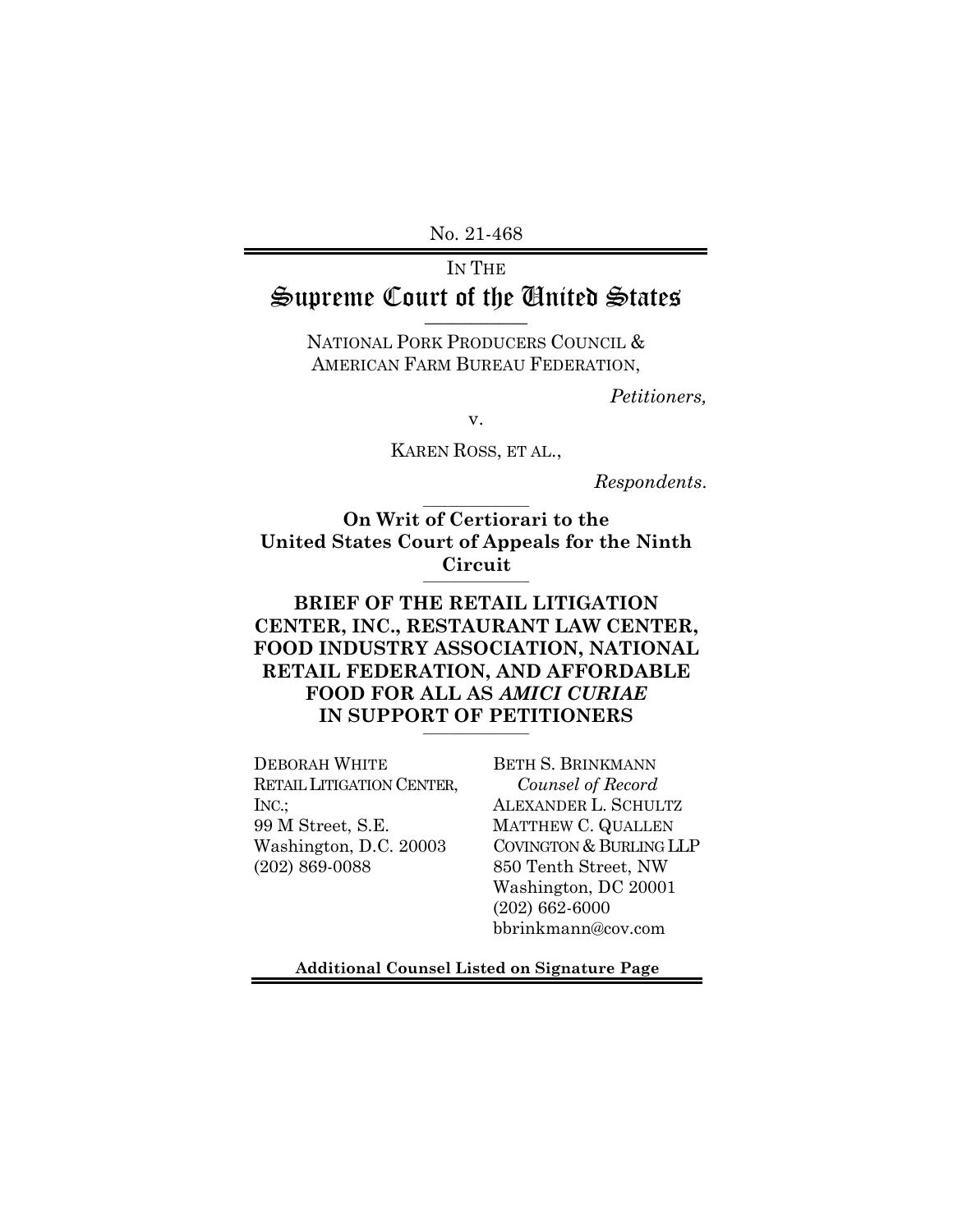No. 21-468

IN THE
# Supreme Court of the United States

NATIONAL PORK PRODUCERS COUNCIL & AMERICAN FARM BUREAU FEDERATION,

*Petitioners,*

v.

KAREN ROSS, ET AL.,

*Respondents.*

**On Writ of Certiorari to the United States Court of Appeals for the Ninth Circuit**

**BRIEF OF THE RETAIL LITIGATION CENTER, INC., RESTAURANT LAW CENTER, FOOD INDUSTRY ASSOCIATION, NATIONAL RETAIL FEDERATION, AND AFFORDABLE FOOD FOR ALL AS *AMICI CURIAE* IN SUPPORT OF PETITIONERS**

DEBORAH WHITE
RETAIL LITIGATION CENTER, INC.;
99 M Street, S.E.
Washington, D.C. 20003
(202) 869-0088

BETH S. BRINKMANN
*Counsel of Record*
ALEXANDER L. SCHULTZ
MATTHEW C. QUALLEN
COVINGTON & BURLING LLP
850 Tenth Street, NW
Washington, DC 20001
(202) 662-6000
bbrinkmann@cov.com

**Additional Counsel Listed on Signature Page**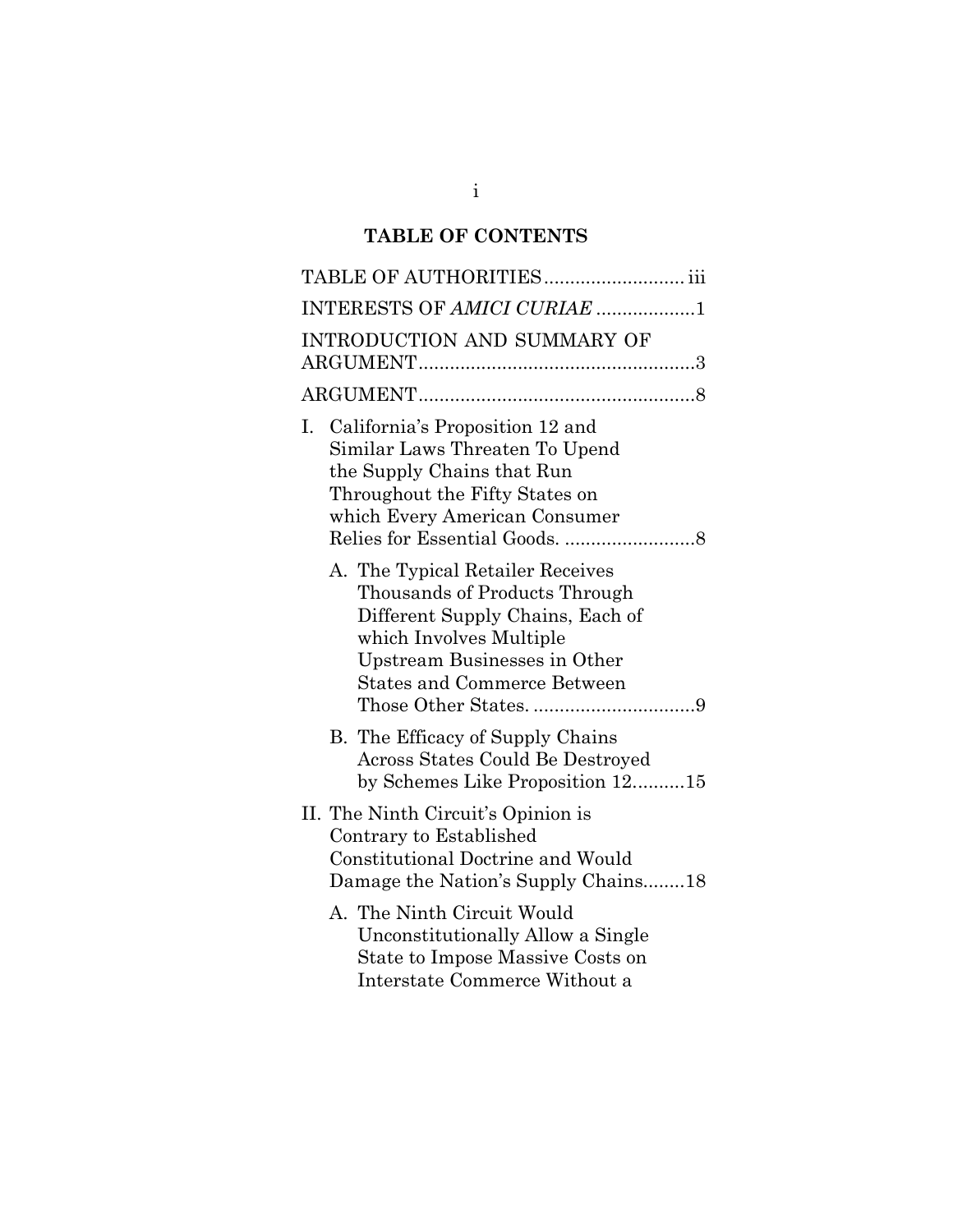# TABLE OF CONTENTS

TABLE OF AUTHORITIES .......................... iii

INTERESTS OF *AMICI CURIAE* .................. 1

INTRODUCTION AND SUMMARY OF ARGUMENT .................................................... 3

ARGUMENT .................................................... 8

I. California's Proposition 12 and Similar Laws Threaten To Upend the Supply Chains that Run Throughout the Fifty States on which Every American Consumer Relies for Essential Goods. ......................... 8

   A. The Typical Retailer Receives Thousands of Products Through Different Supply Chains, Each of which Involves Multiple Upstream Businesses in Other States and Commerce Between Those Other States. ............................... 9

   B. The Efficacy of Supply Chains Across States Could Be Destroyed by Schemes Like Proposition 12 .......... 15

II. The Ninth Circuit's Opinion is Contrary to Established Constitutional Doctrine and Would Damage the Nation's Supply Chains ........ 18

   A. The Ninth Circuit Would Unconstitutionally Allow a Single State to Impose Massive Costs on Interstate Commerce Without a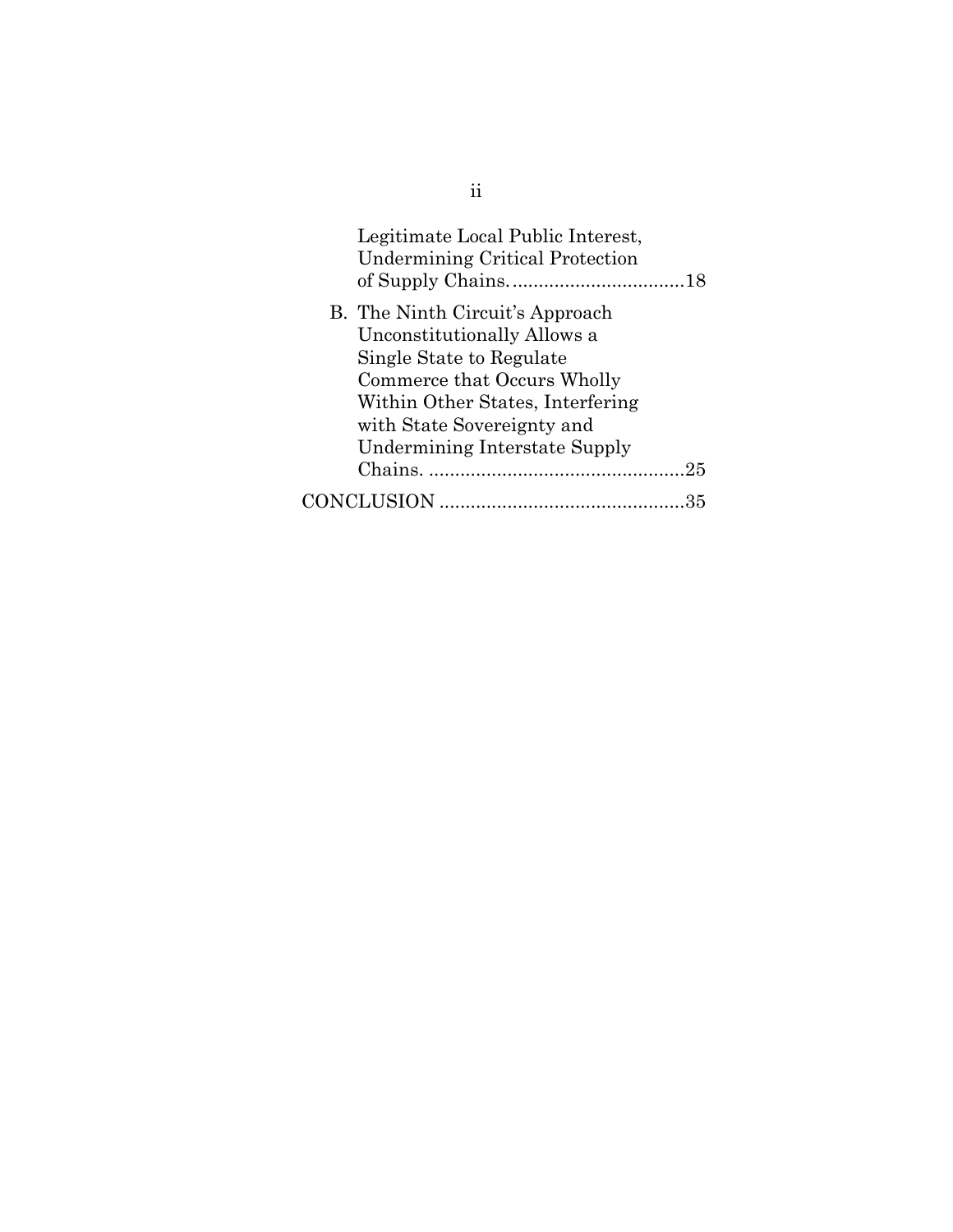Legitimate Local Public Interest, Undermining Critical Protection of Supply Chains. ................................18

B. The Ninth Circuit's Approach Unconstitutionally Allows a Single State to Regulate Commerce that Occurs Wholly Within Other States, Interfering with State Sovereignty and Undermining Interstate Supply Chains. ................................................25

CONCLUSION ..............................................35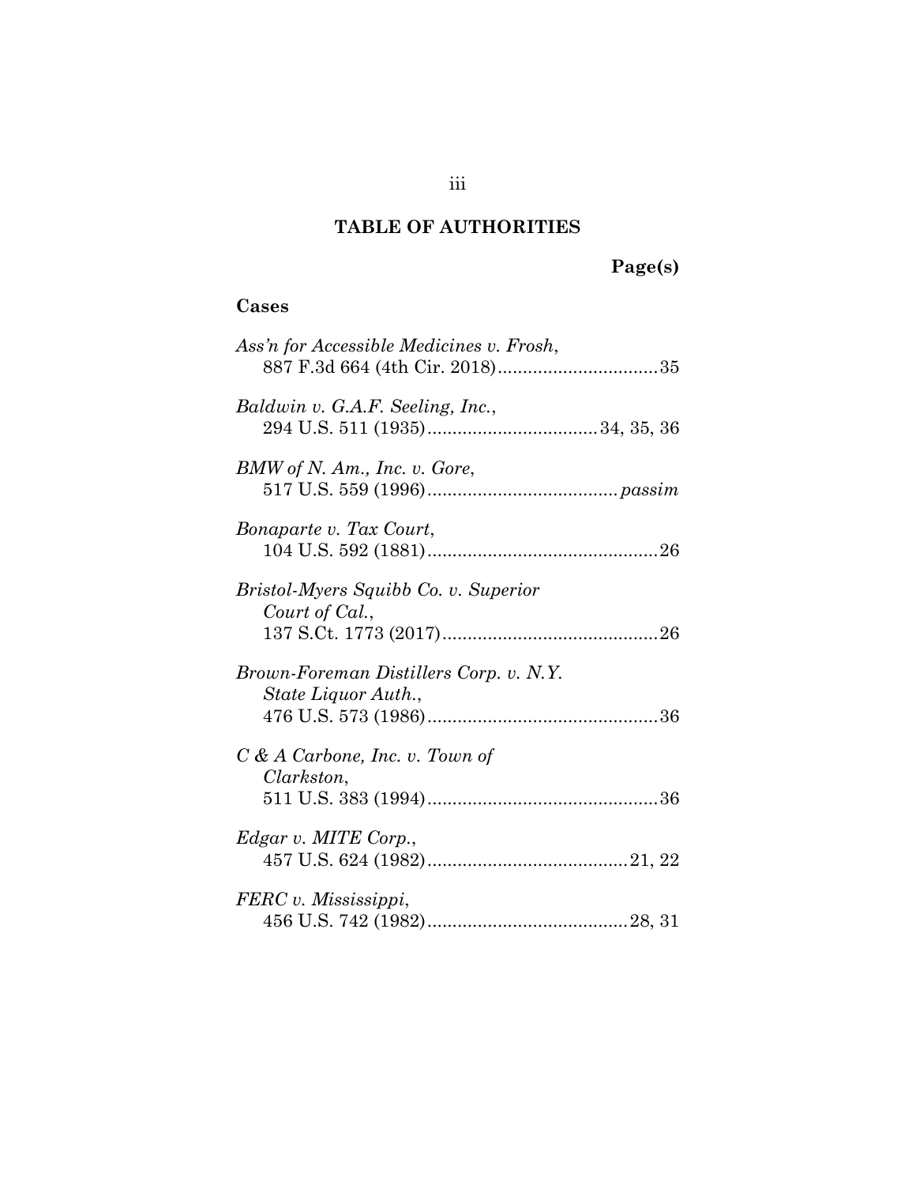# TABLE OF AUTHORITIES

**Page(s)**

## Cases

*Ass'n for Accessible Medicines v. Frosh*, 887 F.3d 664 (4th Cir. 2018) ................................ 35

*Baldwin v. G.A.F. Seeling, Inc.*, 294 U.S. 511 (1935) ................................. 34, 35, 36

*BMW of N. Am., Inc. v. Gore*, 517 U.S. 559 (1996) ..................................... *passim*

*Bonaparte v. Tax Court*, 104 U.S. 592 (1881) ............................................. 26

*Bristol-Myers Squibb Co. v. Superior Court of Cal.*, 137 S.Ct. 1773 (2017) .......................................... 26

*Brown-Foreman Distillers Corp. v. N.Y. State Liquor Auth.*, 476 U.S. 573 (1986) ............................................. 36

*C & A Carbone, Inc. v. Town of Clarkston*, 511 U.S. 383 (1994) ............................................. 36

*Edgar v. MITE Corp.*, 457 U.S. 624 (1982) ....................................... 21, 22

*FERC v. Mississippi*, 456 U.S. 742 (1982) ....................................... 28, 31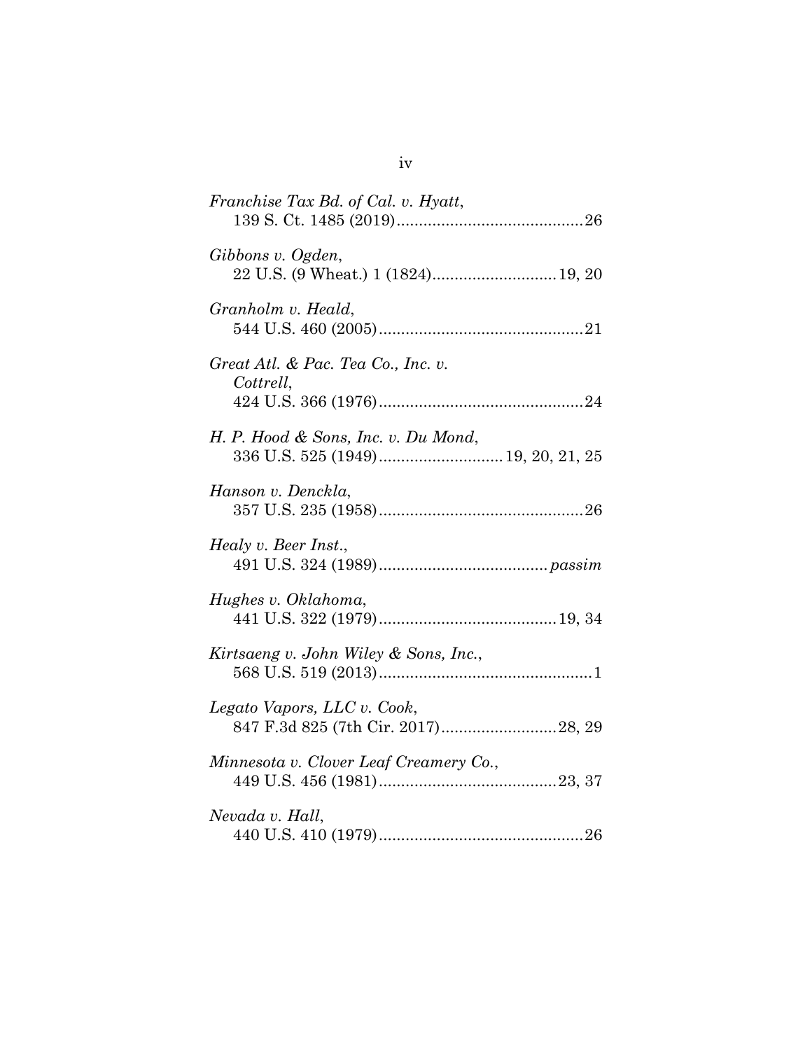*Franchise Tax Bd. of Cal. v. Hyatt*,
139 S. Ct. 1485 (2019)..........................................26

*Gibbons v. Ogden*,
22 U.S. (9 Wheat.) 1 (1824)............................19, 20

*Granholm v. Heald*,
544 U.S. 460 (2005)..............................................21

*Great Atl. & Pac. Tea Co., Inc. v. Cottrell*,
424 U.S. 366 (1976)..............................................24

*H. P. Hood & Sons, Inc. v. Du Mond*,
336 U.S. 525 (1949)............................19, 20, 21, 25

*Hanson v. Denckla*,
357 U.S. 235 (1958)..............................................26

*Healy v. Beer Inst.*,
491 U.S. 324 (1989)......................................*passim*

*Hughes v. Oklahoma*,
441 U.S. 322 (1979)........................................19, 34

*Kirtsaeng v. John Wiley & Sons, Inc.*,
568 U.S. 519 (2013)................................................1

*Legato Vapors, LLC v. Cook*,
847 F.3d 825 (7th Cir. 2017)..........................28, 29

*Minnesota v. Clover Leaf Creamery Co.*,
449 U.S. 456 (1981)........................................23, 37

*Nevada v. Hall*,
440 U.S. 410 (1979)..............................................26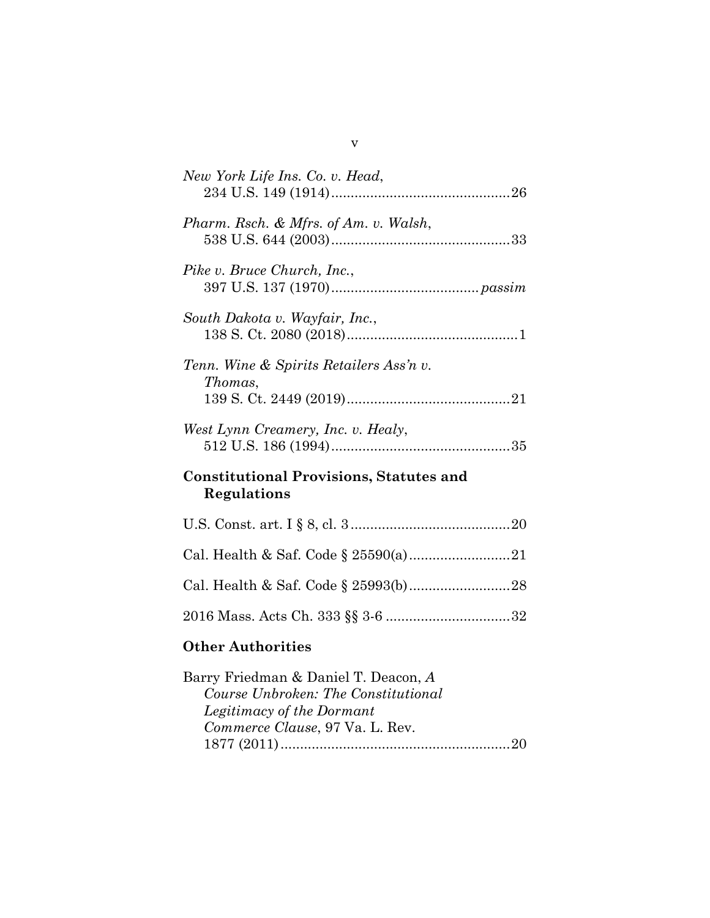*New York Life Ins. Co. v. Head*,
234 U.S. 149 (1914)............................................26

*Pharm. Rsch. & Mfrs. of Am. v. Walsh*,
538 U.S. 644 (2003)............................................33

*Pike v. Bruce Church, Inc.*,
397 U.S. 137 (1970)..................................... *passim*

*South Dakota v. Wayfair, Inc.*,
138 S. Ct. 2080 (2018)...........................................1

*Tenn. Wine & Spirits Retailers Ass'n v. Thomas*,
139 S. Ct. 2449 (2019).........................................21

*West Lynn Creamery, Inc. v. Healy*,
512 U.S. 186 (1994)............................................35

**Constitutional Provisions, Statutes and Regulations**

U.S. Const. art. I § 8, cl. 3........................................20

Cal. Health & Saf. Code § 25590(a)..........................21

Cal. Health & Saf. Code § 25993(b)..........................28

2016 Mass. Acts Ch. 333 §§ 3-6 ................................32

**Other Authorities**

Barry Friedman & Daniel T. Deacon, *A Course Unbroken: The Constitutional Legitimacy of the Dormant Commerce Clause*, 97 Va. L. Rev. 1877 (2011)..........................................................20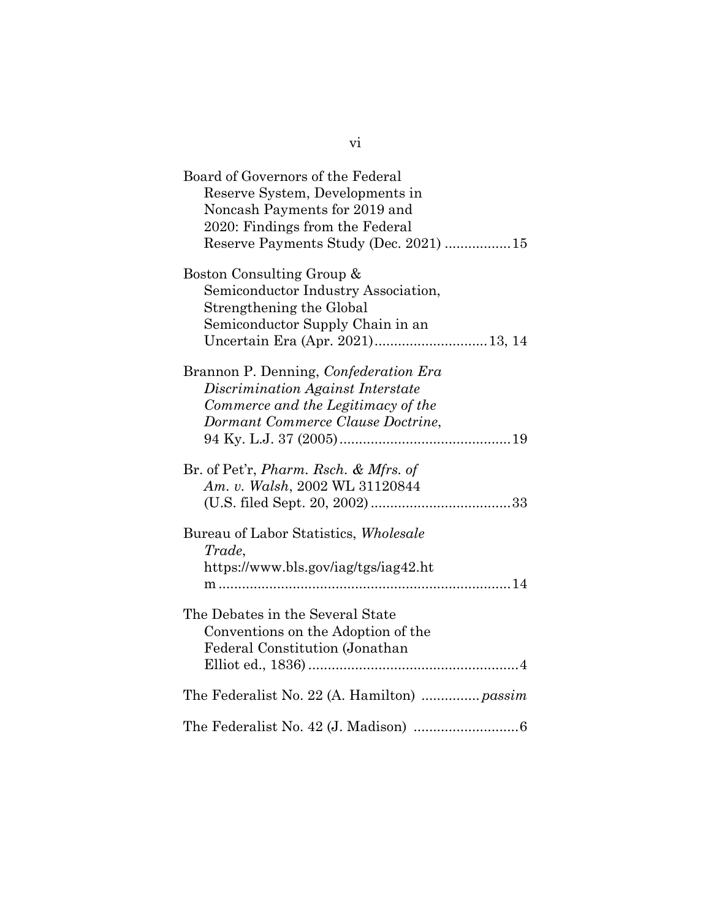Board of Governors of the Federal Reserve System, Developments in Noncash Payments for 2019 and 2020: Findings from the Federal Reserve Payments Study (Dec. 2021) ................15

Boston Consulting Group & Semiconductor Industry Association, Strengthening the Global Semiconductor Supply Chain in an Uncertain Era (Apr. 2021)............................13, 14

Brannon P. Denning, *Confederation Era Discrimination Against Interstate Commerce and the Legitimacy of the Dormant Commerce Clause Doctrine*, 94 Ky. L.J. 37 (2005)...........................................19

Br. of Pet'r, *Pharm. Rsch. & Mfrs. of Am. v. Walsh*, 2002 WL 31120844 (U.S. filed Sept. 20, 2002)...................................33

Bureau of Labor Statistics, *Wholesale Trade*, https://www.bls.gov/iag/tgs/iag42.htm.........................................................................14

The Debates in the Several State Conventions on the Adoption of the Federal Constitution (Jonathan Elliot ed., 1836).....................................................4

The Federalist No. 22 (A. Hamilton) ...............*passim*

The Federalist No. 42 (J. Madison) ...........................6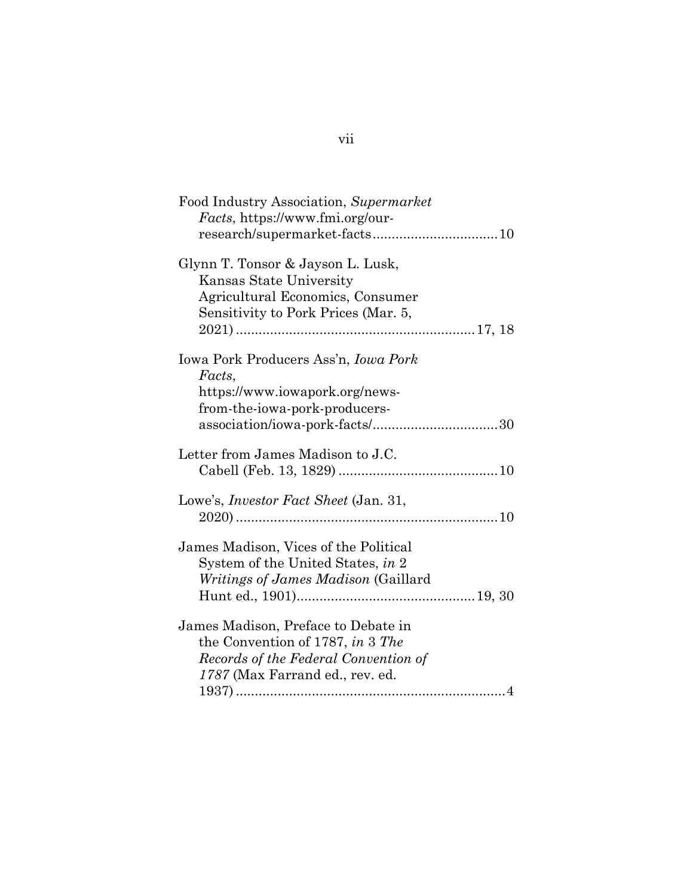Food Industry Association, *Supermarket Facts*, https://www.fmi.org/our-research/supermarket-facts................................10

Glynn T. Tonsor & Jayson L. Lusk, Kansas State University Agricultural Economics, Consumer Sensitivity to Pork Prices (Mar. 5, 2021)..............................................................17, 18

Iowa Pork Producers Ass'n, *Iowa Pork Facts*, https://www.iowapork.org/news-from-the-iowa-pork-producers-association/iowa-pork-facts/.................................30

Letter from James Madison to J.C. Cabell (Feb. 13, 1829)..........................................10

Lowe's, *Investor Fact Sheet* (Jan. 31, 2020)....................................................................10

James Madison, Vices of the Political System of the United States, *in* 2 *Writings of James Madison* (Gaillard Hunt ed., 1901)..............................................19, 30

James Madison, Preface to Debate in the Convention of 1787, *in* 3 *The Records of the Federal Convention of 1787* (Max Farrand ed., rev. ed. 1937).......................................................................4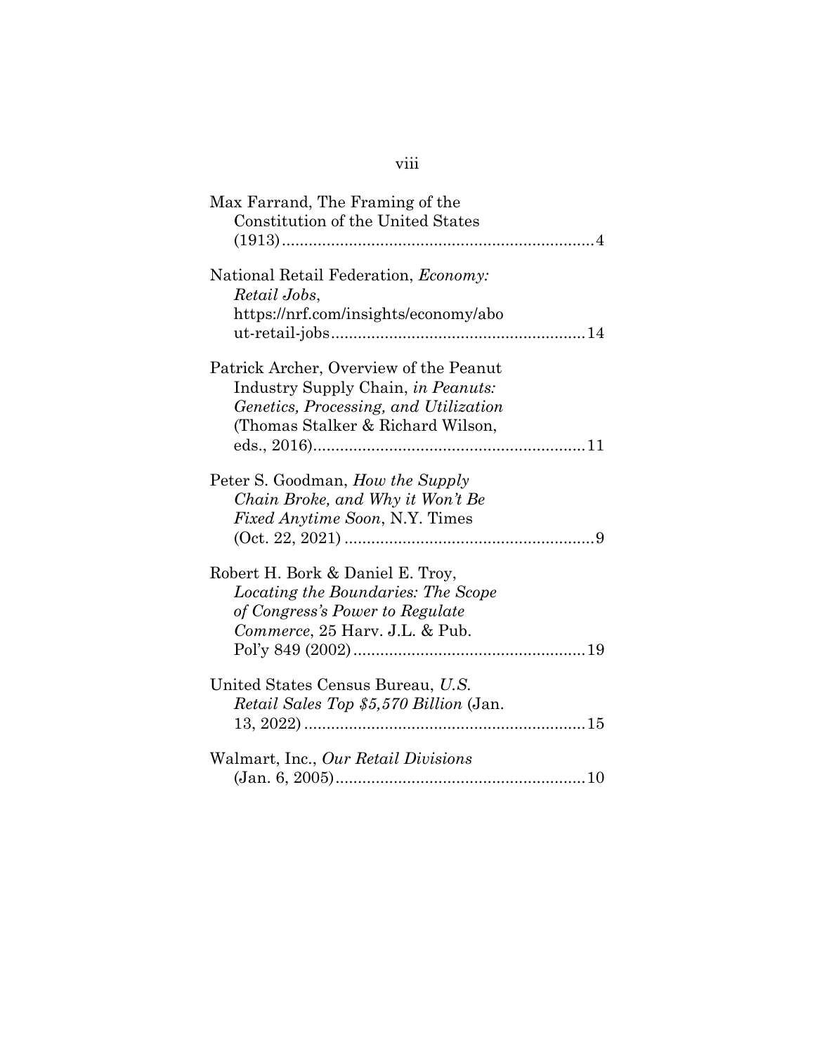Max Farrand, The Framing of the Constitution of the United States (1913)....................................................................4

National Retail Federation, *Economy: Retail Jobs*, https://nrf.com/insights/economy/about-retail-jobs........................................................14

Patrick Archer, Overview of the Peanut Industry Supply Chain, *in Peanuts: Genetics, Processing, and Utilization* (Thomas Stalker & Richard Wilson, eds., 2016)............................................................11

Peter S. Goodman, *How the Supply Chain Broke, and Why it Won't Be Fixed Anytime Soon*, N.Y. Times (Oct. 22, 2021) ........................................................9

Robert H. Bork & Daniel E. Troy, *Locating the Boundaries: The Scope of Congress's Power to Regulate Commerce*, 25 Harv. J.L. & Pub. Pol'y 849 (2002)...................................................19

United States Census Bureau, *U.S. Retail Sales Top $5,570 Billion* (Jan. 13, 2022) ..............................................................15

Walmart, Inc., *Our Retail Divisions* (Jan. 6, 2005).......................................................10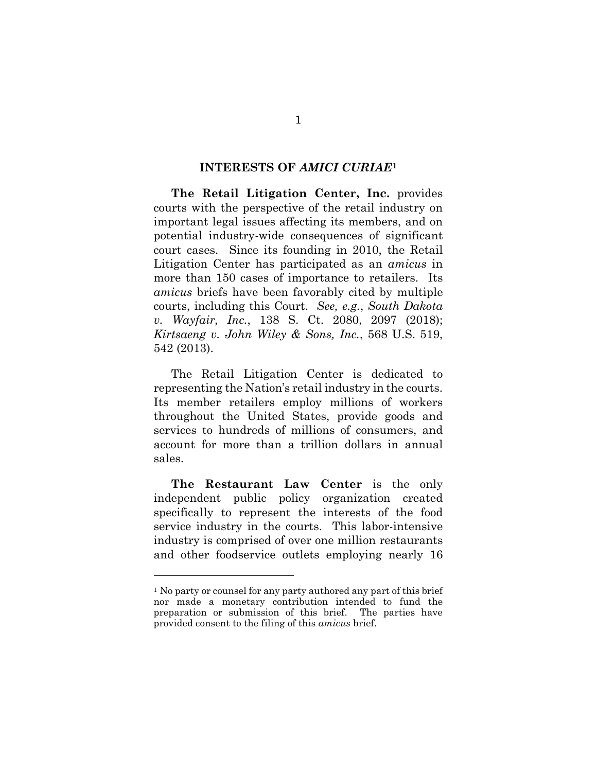## INTERESTS OF *AMICI CURIAE*[1]

**The Retail Litigation Center, Inc.** provides courts with the perspective of the retail industry on important legal issues affecting its members, and on potential industry-wide consequences of significant court cases. Since its founding in 2010, the Retail Litigation Center has participated as an *amicus* in more than 150 cases of importance to retailers. Its *amicus* briefs have been favorably cited by multiple courts, including this Court. *See, e.g.*, *South Dakota v. Wayfair, Inc.*, 138 S. Ct. 2080, 2097 (2018); *Kirtsaeng v. John Wiley & Sons, Inc.*, 568 U.S. 519, 542 (2013).

The Retail Litigation Center is dedicated to representing the Nation's retail industry in the courts. Its member retailers employ millions of workers throughout the United States, provide goods and services to hundreds of millions of consumers, and account for more than a trillion dollars in annual sales.

**The Restaurant Law Center** is the only independent public policy organization created specifically to represent the interests of the food service industry in the courts. This labor-intensive industry is comprised of over one million restaurants and other foodservice outlets employing nearly 16

---

[1] No party or counsel for any party authored any part of this brief nor made a monetary contribution intended to fund the preparation or submission of this brief. The parties have provided consent to the filing of this *amicus* brief.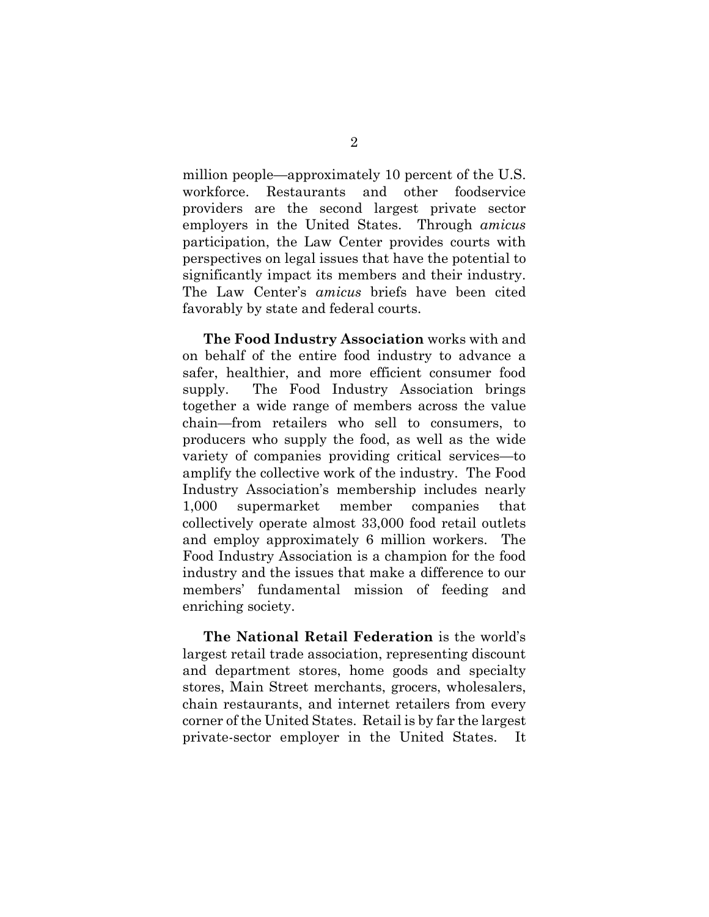million people—approximately 10 percent of the U.S. workforce. Restaurants and other foodservice providers are the second largest private sector employers in the United States. Through *amicus* participation, the Law Center provides courts with perspectives on legal issues that have the potential to significantly impact its members and their industry. The Law Center's *amicus* briefs have been cited favorably by state and federal courts.

**The Food Industry Association** works with and on behalf of the entire food industry to advance a safer, healthier, and more efficient consumer food supply. The Food Industry Association brings together a wide range of members across the value chain—from retailers who sell to consumers, to producers who supply the food, as well as the wide variety of companies providing critical services—to amplify the collective work of the industry. The Food Industry Association's membership includes nearly 1,000 supermarket member companies that collectively operate almost 33,000 food retail outlets and employ approximately 6 million workers. The Food Industry Association is a champion for the food industry and the issues that make a difference to our members' fundamental mission of feeding and enriching society.

**The National Retail Federation** is the world's largest retail trade association, representing discount and department stores, home goods and specialty stores, Main Street merchants, grocers, wholesalers, chain restaurants, and internet retailers from every corner of the United States. Retail is by far the largest private-sector employer in the United States. It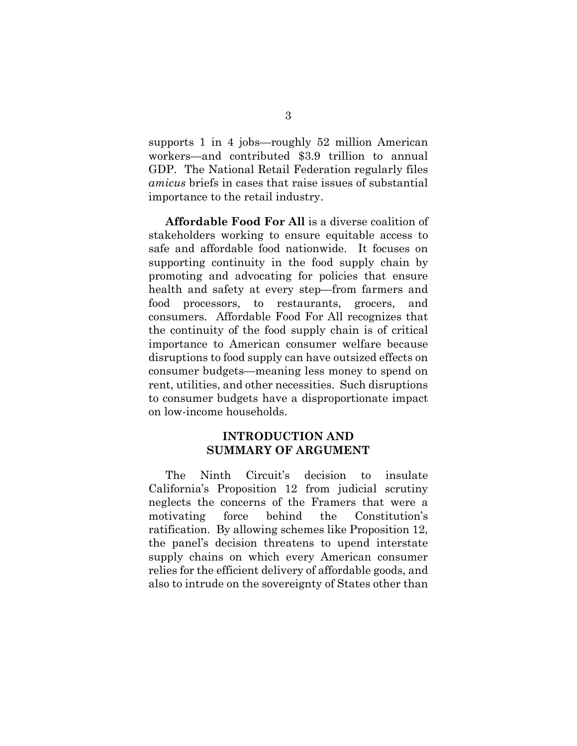supports 1 in 4 jobs—roughly 52 million American workers—and contributed $3.9 trillion to annual GDP. The National Retail Federation regularly files *amicus* briefs in cases that raise issues of substantial importance to the retail industry.

**Affordable Food For All** is a diverse coalition of stakeholders working to ensure equitable access to safe and affordable food nationwide. It focuses on supporting continuity in the food supply chain by promoting and advocating for policies that ensure health and safety at every step—from farmers and food processors, to restaurants, grocers, and consumers. Affordable Food For All recognizes that the continuity of the food supply chain is of critical importance to American consumer welfare because disruptions to food supply can have outsized effects on consumer budgets—meaning less money to spend on rent, utilities, and other necessities. Such disruptions to consumer budgets have a disproportionate impact on low-income households.

## INTRODUCTION AND SUMMARY OF ARGUMENT

The Ninth Circuit's decision to insulate California's Proposition 12 from judicial scrutiny neglects the concerns of the Framers that were a motivating force behind the Constitution's ratification. By allowing schemes like Proposition 12, the panel's decision threatens to upend interstate supply chains on which every American consumer relies for the efficient delivery of affordable goods, and also to intrude on the sovereignty of States other than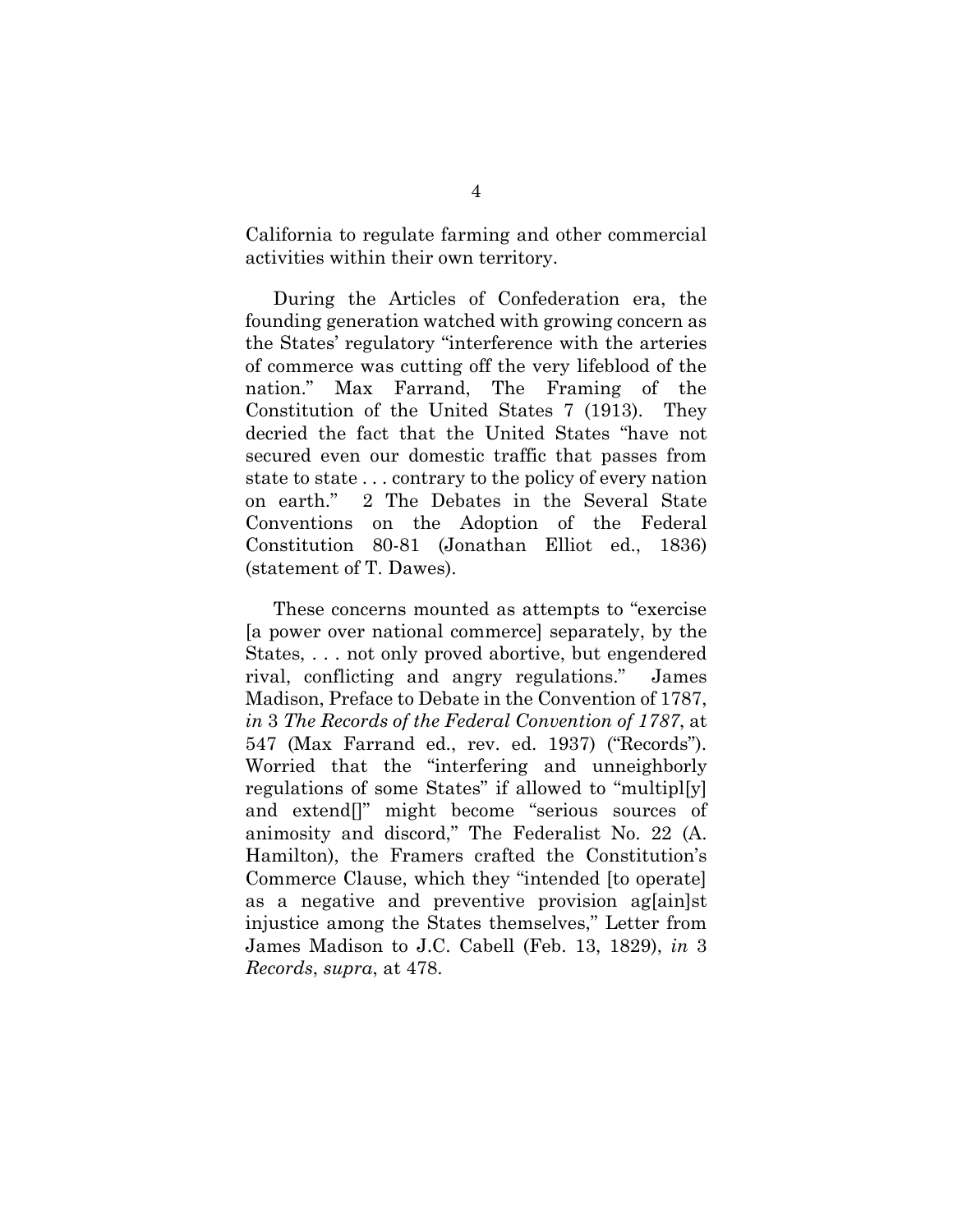California to regulate farming and other commercial activities within their own territory.

During the Articles of Confederation era, the founding generation watched with growing concern as the States' regulatory "interference with the arteries of commerce was cutting off the very lifeblood of the nation." Max Farrand, The Framing of the Constitution of the United States 7 (1913). They decried the fact that the United States "have not secured even our domestic traffic that passes from state to state . . . contrary to the policy of every nation on earth." 2 The Debates in the Several State Conventions on the Adoption of the Federal Constitution 80-81 (Jonathan Elliot ed., 1836) (statement of T. Dawes).

These concerns mounted as attempts to "exercise [a power over national commerce] separately, by the States, . . . not only proved abortive, but engendered rival, conflicting and angry regulations." James Madison, Preface to Debate in the Convention of 1787, *in* 3 *The Records of the Federal Convention of 1787*, at 547 (Max Farrand ed., rev. ed. 1937) ("Records"). Worried that the "interfering and unneighborly regulations of some States" if allowed to "multipl[y] and extend[]" might become "serious sources of animosity and discord," The Federalist No. 22 (A. Hamilton), the Framers crafted the Constitution's Commerce Clause, which they "intended [to operate] as a negative and preventive provision ag[ain]st injustice among the States themselves," Letter from James Madison to J.C. Cabell (Feb. 13, 1829), *in* 3 *Records*, *supra*, at 478.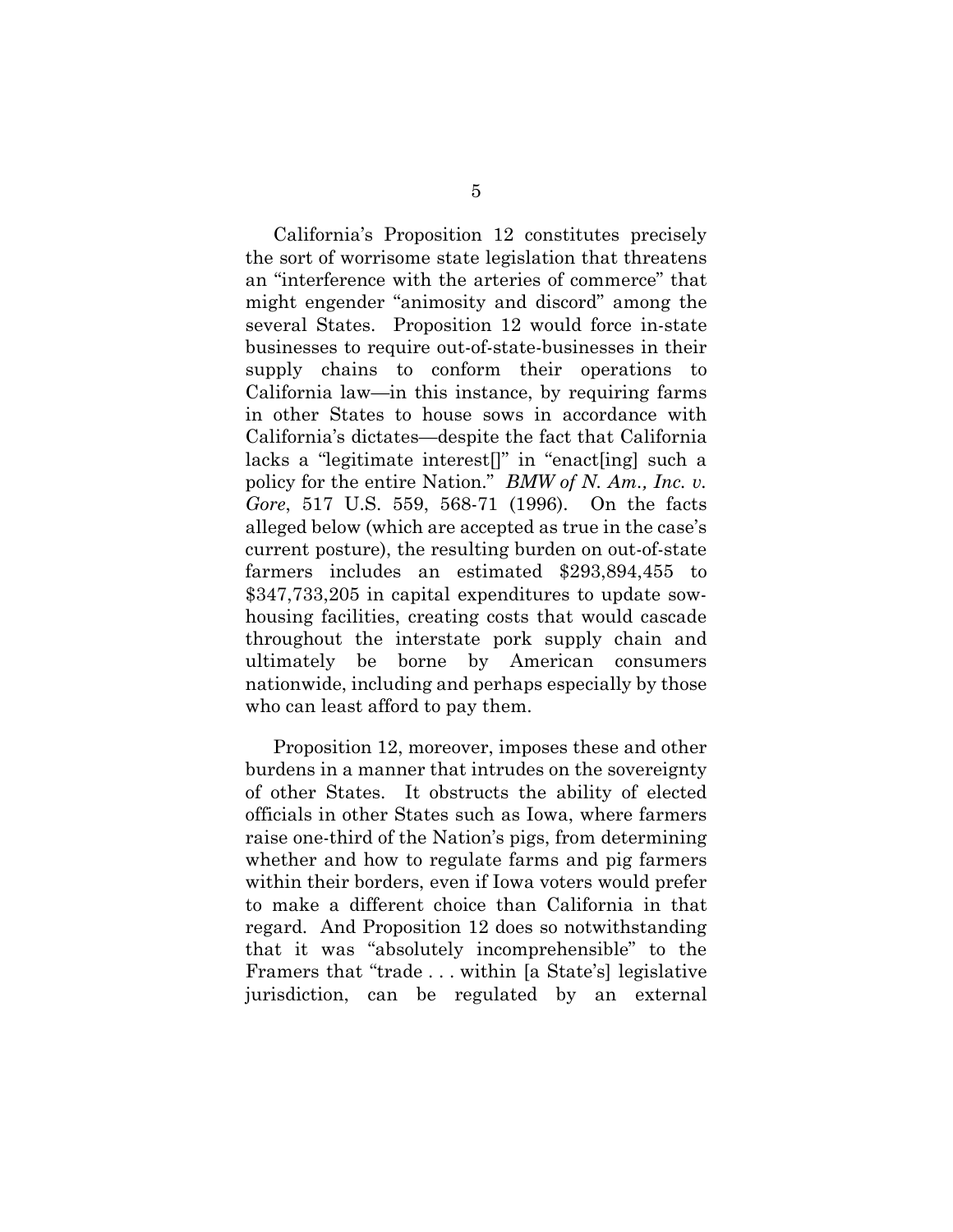California's Proposition 12 constitutes precisely the sort of worrisome state legislation that threatens an "interference with the arteries of commerce" that might engender "animosity and discord" among the several States. Proposition 12 would force in-state businesses to require out-of-state-businesses in their supply chains to conform their operations to California law—in this instance, by requiring farms in other States to house sows in accordance with California's dictates—despite the fact that California lacks a "legitimate interest[]" in "enact[ing] such a policy for the entire Nation." *BMW of N. Am., Inc. v. Gore*, 517 U.S. 559, 568-71 (1996). On the facts alleged below (which are accepted as true in the case's current posture), the resulting burden on out-of-state farmers includes an estimated $293,894,455 to $347,733,205 in capital expenditures to update sow-housing facilities, creating costs that would cascade throughout the interstate pork supply chain and ultimately be borne by American consumers nationwide, including and perhaps especially by those who can least afford to pay them.

Proposition 12, moreover, imposes these and other burdens in a manner that intrudes on the sovereignty of other States. It obstructs the ability of elected officials in other States such as Iowa, where farmers raise one-third of the Nation's pigs, from determining whether and how to regulate farms and pig farmers within their borders, even if Iowa voters would prefer to make a different choice than California in that regard. And Proposition 12 does so notwithstanding that it was "absolutely incomprehensible" to the Framers that "trade . . . within [a State's] legislative jurisdiction, can be regulated by an external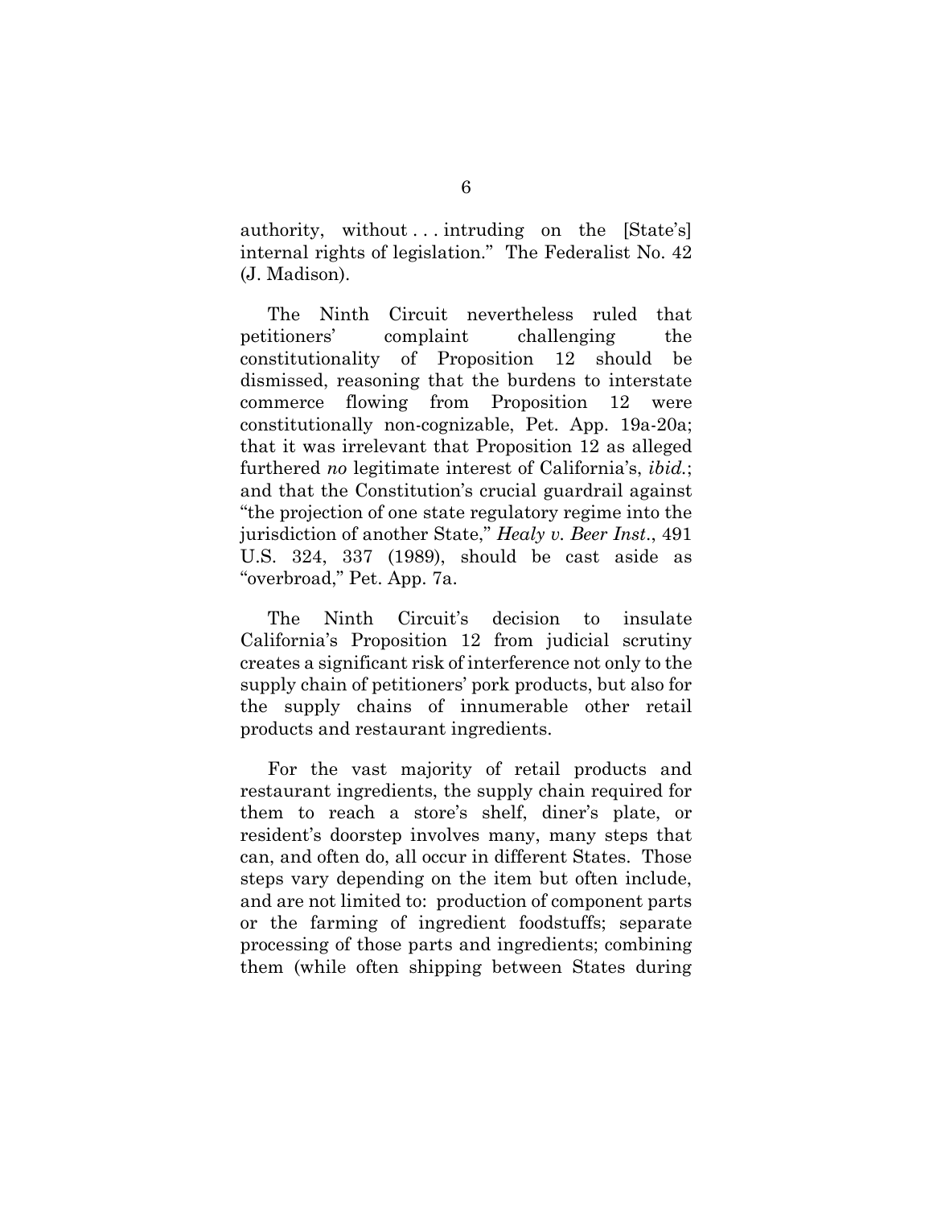authority, without . . . intruding on the [State's] internal rights of legislation." The Federalist No. 42 (J. Madison).

The Ninth Circuit nevertheless ruled that petitioners' complaint challenging the constitutionality of Proposition 12 should be dismissed, reasoning that the burdens to interstate commerce flowing from Proposition 12 were constitutionally non-cognizable, Pet. App. 19a-20a; that it was irrelevant that Proposition 12 as alleged furthered *no* legitimate interest of California's, *ibid.*; and that the Constitution's crucial guardrail against "the projection of one state regulatory regime into the jurisdiction of another State," *Healy v. Beer Inst.*, 491 U.S. 324, 337 (1989), should be cast aside as "overbroad," Pet. App. 7a.

The Ninth Circuit's decision to insulate California's Proposition 12 from judicial scrutiny creates a significant risk of interference not only to the supply chain of petitioners' pork products, but also for the supply chains of innumerable other retail products and restaurant ingredients.

For the vast majority of retail products and restaurant ingredients, the supply chain required for them to reach a store's shelf, diner's plate, or resident's doorstep involves many, many steps that can, and often do, all occur in different States. Those steps vary depending on the item but often include, and are not limited to: production of component parts or the farming of ingredient foodstuffs; separate processing of those parts and ingredients; combining them (while often shipping between States during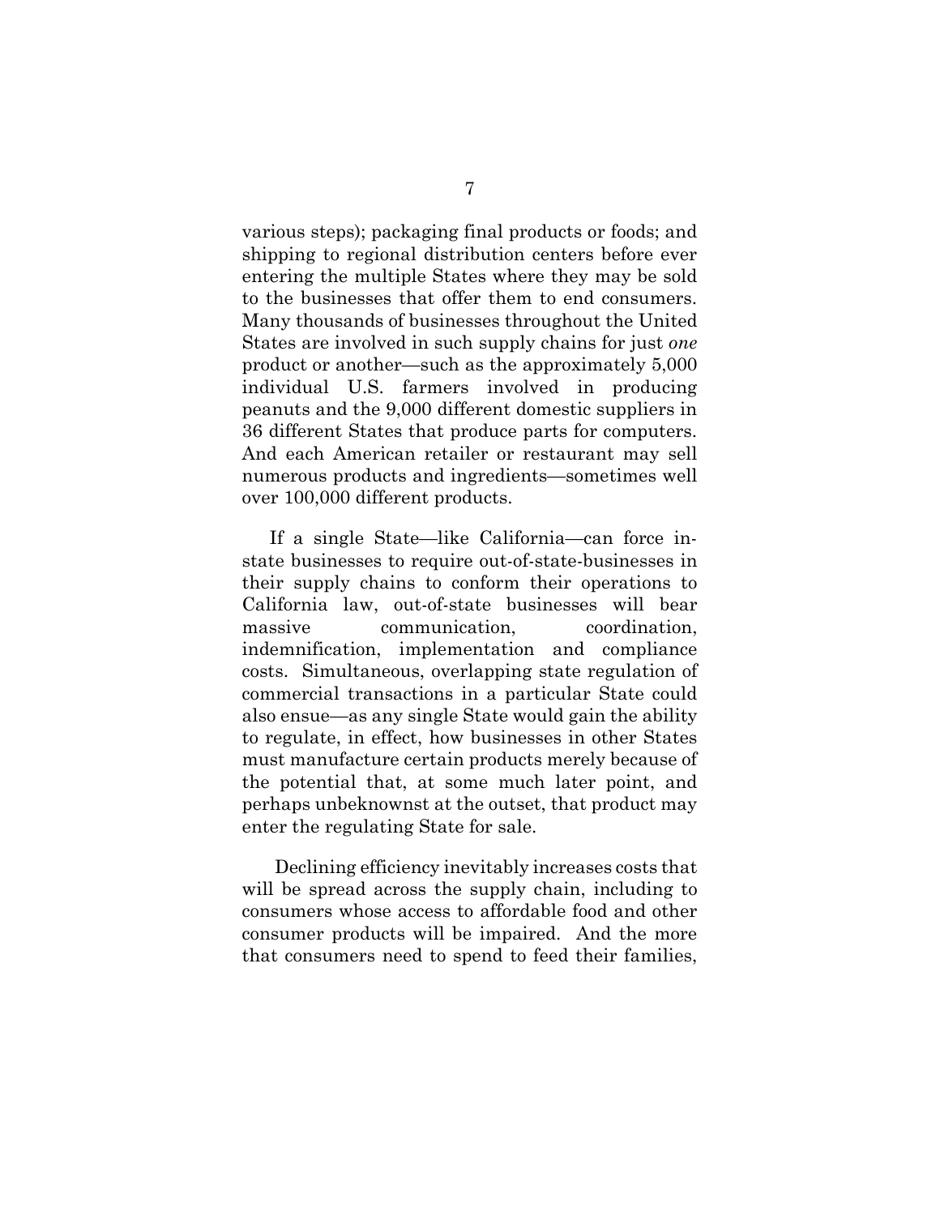various steps); packaging final products or foods; and shipping to regional distribution centers before ever entering the multiple States where they may be sold to the businesses that offer them to end consumers. Many thousands of businesses throughout the United States are involved in such supply chains for just *one* product or another—such as the approximately 5,000 individual U.S. farmers involved in producing peanuts and the 9,000 different domestic suppliers in 36 different States that produce parts for computers. And each American retailer or restaurant may sell numerous products and ingredients—sometimes well over 100,000 different products.

If a single State—like California—can force in-state businesses to require out-of-state-businesses in their supply chains to conform their operations to California law, out-of-state businesses will bear massive communication, coordination, indemnification, implementation and compliance costs. Simultaneous, overlapping state regulation of commercial transactions in a particular State could also ensue—as any single State would gain the ability to regulate, in effect, how businesses in other States must manufacture certain products merely because of the potential that, at some much later point, and perhaps unbeknownst at the outset, that product may enter the regulating State for sale.

Declining efficiency inevitably increases costs that will be spread across the supply chain, including to consumers whose access to affordable food and other consumer products will be impaired. And the more that consumers need to spend to feed their families,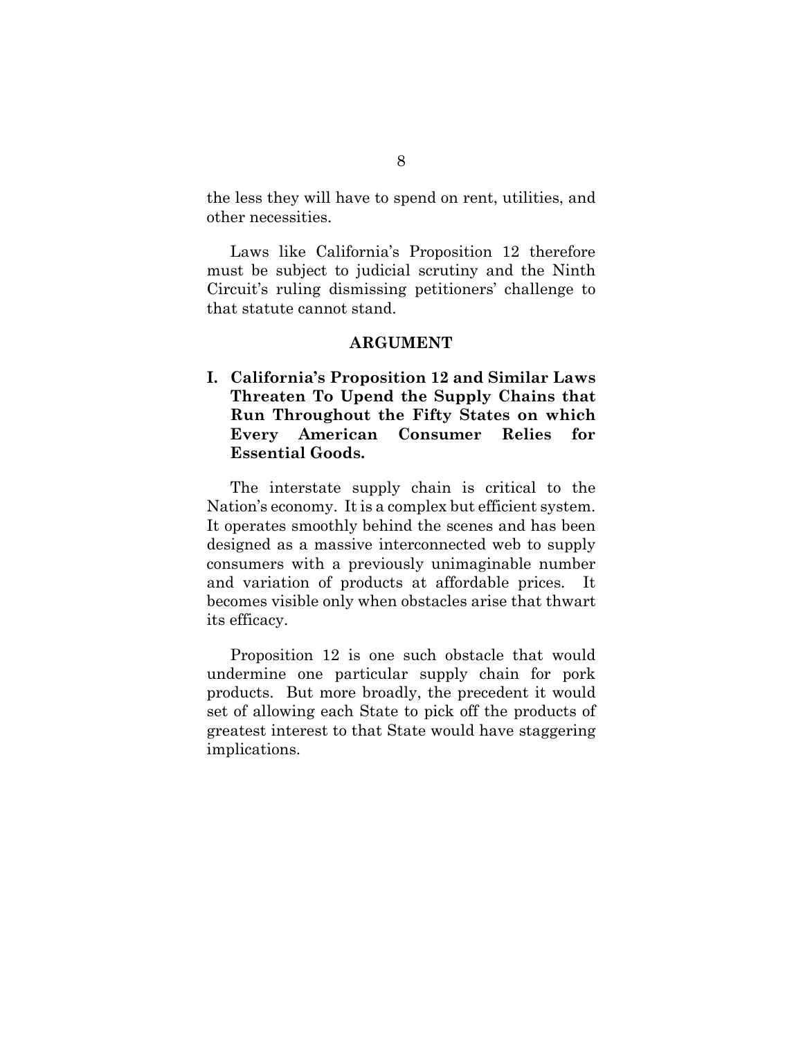the less they will have to spend on rent, utilities, and other necessities.

Laws like California's Proposition 12 therefore must be subject to judicial scrutiny and the Ninth Circuit's ruling dismissing petitioners' challenge to that statute cannot stand.

## ARGUMENT

### I. California's Proposition 12 and Similar Laws Threaten To Upend the Supply Chains that Run Throughout the Fifty States on which Every American Consumer Relies for Essential Goods.

The interstate supply chain is critical to the Nation's economy. It is a complex but efficient system. It operates smoothly behind the scenes and has been designed as a massive interconnected web to supply consumers with a previously unimaginable number and variation of products at affordable prices. It becomes visible only when obstacles arise that thwart its efficacy.

Proposition 12 is one such obstacle that would undermine one particular supply chain for pork products. But more broadly, the precedent it would set of allowing each State to pick off the products of greatest interest to that State would have staggering implications.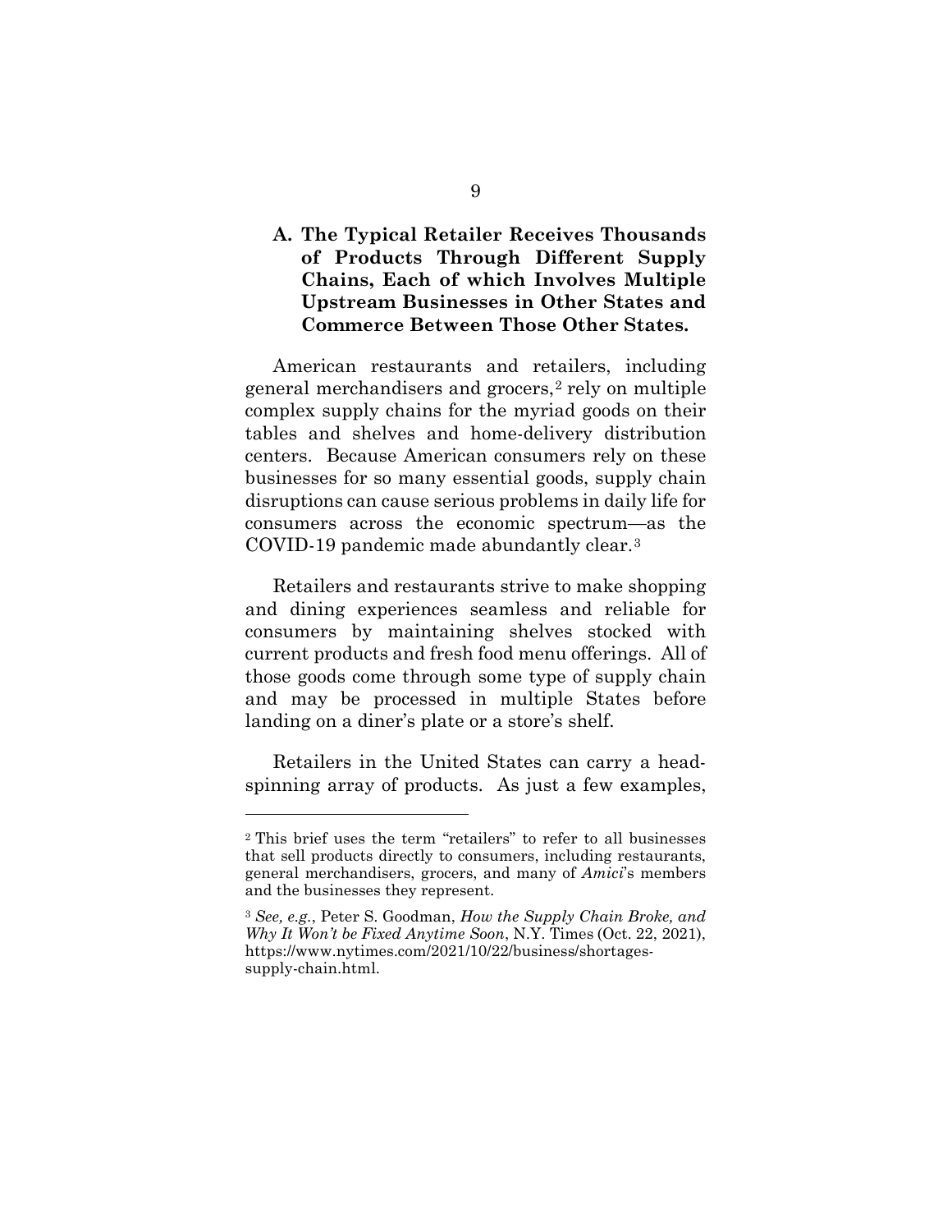### A. The Typical Retailer Receives Thousands of Products Through Different Supply Chains, Each of which Involves Multiple Upstream Businesses in Other States and Commerce Between Those Other States.

American restaurants and retailers, including general merchandisers and grocers,[2] rely on multiple complex supply chains for the myriad goods on their tables and shelves and home-delivery distribution centers. Because American consumers rely on these businesses for so many essential goods, supply chain disruptions can cause serious problems in daily life for consumers across the economic spectrum—as the COVID-19 pandemic made abundantly clear.[3]

Retailers and restaurants strive to make shopping and dining experiences seamless and reliable for consumers by maintaining shelves stocked with current products and fresh food menu offerings. All of those goods come through some type of supply chain and may be processed in multiple States before landing on a diner's plate or a store's shelf.

Retailers in the United States can carry a head-spinning array of products. As just a few examples,

---

[2] This brief uses the term "retailers" to refer to all businesses that sell products directly to consumers, including restaurants, general merchandisers, grocers, and many of *Amici*'s members and the businesses they represent.

[3] *See, e.g.*, Peter S. Goodman, *How the Supply Chain Broke, and Why It Won't be Fixed Anytime Soon*, N.Y. Times (Oct. 22, 2021), https://www.nytimes.com/2021/10/22/business/shortages-supply-chain.html.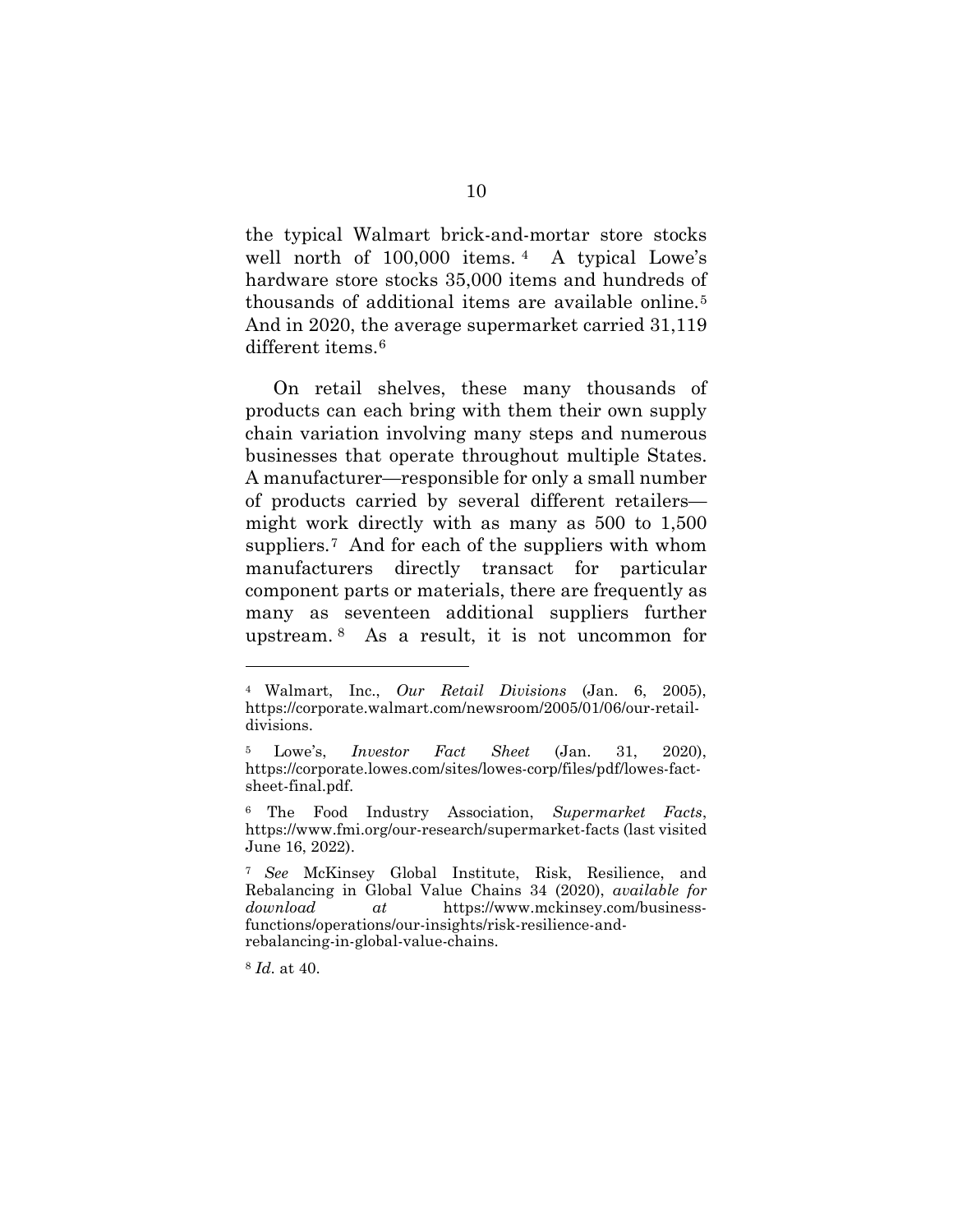the typical Walmart brick-and-mortar store stocks well north of 100,000 items.[4] A typical Lowe's hardware store stocks 35,000 items and hundreds of thousands of additional items are available online.[5] And in 2020, the average supermarket carried 31,119 different items.[6]

On retail shelves, these many thousands of products can each bring with them their own supply chain variation involving many steps and numerous businesses that operate throughout multiple States. A manufacturer—responsible for only a small number of products carried by several different retailers—might work directly with as many as 500 to 1,500 suppliers.[7] And for each of the suppliers with whom manufacturers directly transact for particular component parts or materials, there are frequently as many as seventeen additional suppliers further upstream.[8] As a result, it is not uncommon for

---

[4] Walmart, Inc., *Our Retail Divisions* (Jan. 6, 2005), https://corporate.walmart.com/newsroom/2005/01/06/our-retail-divisions.

[5] Lowe's, *Investor Fact Sheet* (Jan. 31, 2020), https://corporate.lowes.com/sites/lowes-corp/files/pdf/lowes-fact-sheet-final.pdf.

[6] The Food Industry Association, *Supermarket Facts*, https://www.fmi.org/our-research/supermarket-facts (last visited June 16, 2022).

[7] *See* McKinsey Global Institute, Risk, Resilience, and Rebalancing in Global Value Chains 34 (2020), *available for download at* https://www.mckinsey.com/business-functions/operations/our-insights/risk-resilience-and-rebalancing-in-global-value-chains.

[8] *Id.* at 40.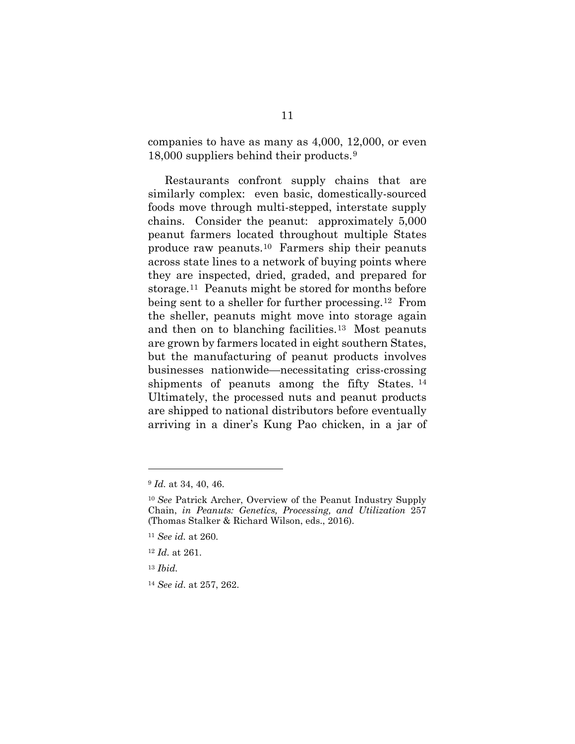companies to have as many as 4,000, 12,000, or even 18,000 suppliers behind their products.[9]

Restaurants confront supply chains that are similarly complex: even basic, domestically-sourced foods move through multi-stepped, interstate supply chains. Consider the peanut: approximately 5,000 peanut farmers located throughout multiple States produce raw peanuts.[10] Farmers ship their peanuts across state lines to a network of buying points where they are inspected, dried, graded, and prepared for storage.[11] Peanuts might be stored for months before being sent to a sheller for further processing.[12] From the sheller, peanuts might move into storage again and then on to blanching facilities.[13] Most peanuts are grown by farmers located in eight southern States, but the manufacturing of peanut products involves businesses nationwide—necessitating criss-crossing shipments of peanuts among the fifty States.[14] Ultimately, the processed nuts and peanut products are shipped to national distributors before eventually arriving in a diner's Kung Pao chicken, in a jar of

---

[9] *Id.* at 34, 40, 46.

[10] *See* Patrick Archer, Overview of the Peanut Industry Supply Chain, *in Peanuts: Genetics, Processing, and Utilization* 257 (Thomas Stalker & Richard Wilson, eds., 2016).

[11] *See id.* at 260.

[12] *Id.* at 261.

[13] *Ibid.*

[14] *See id.* at 257, 262.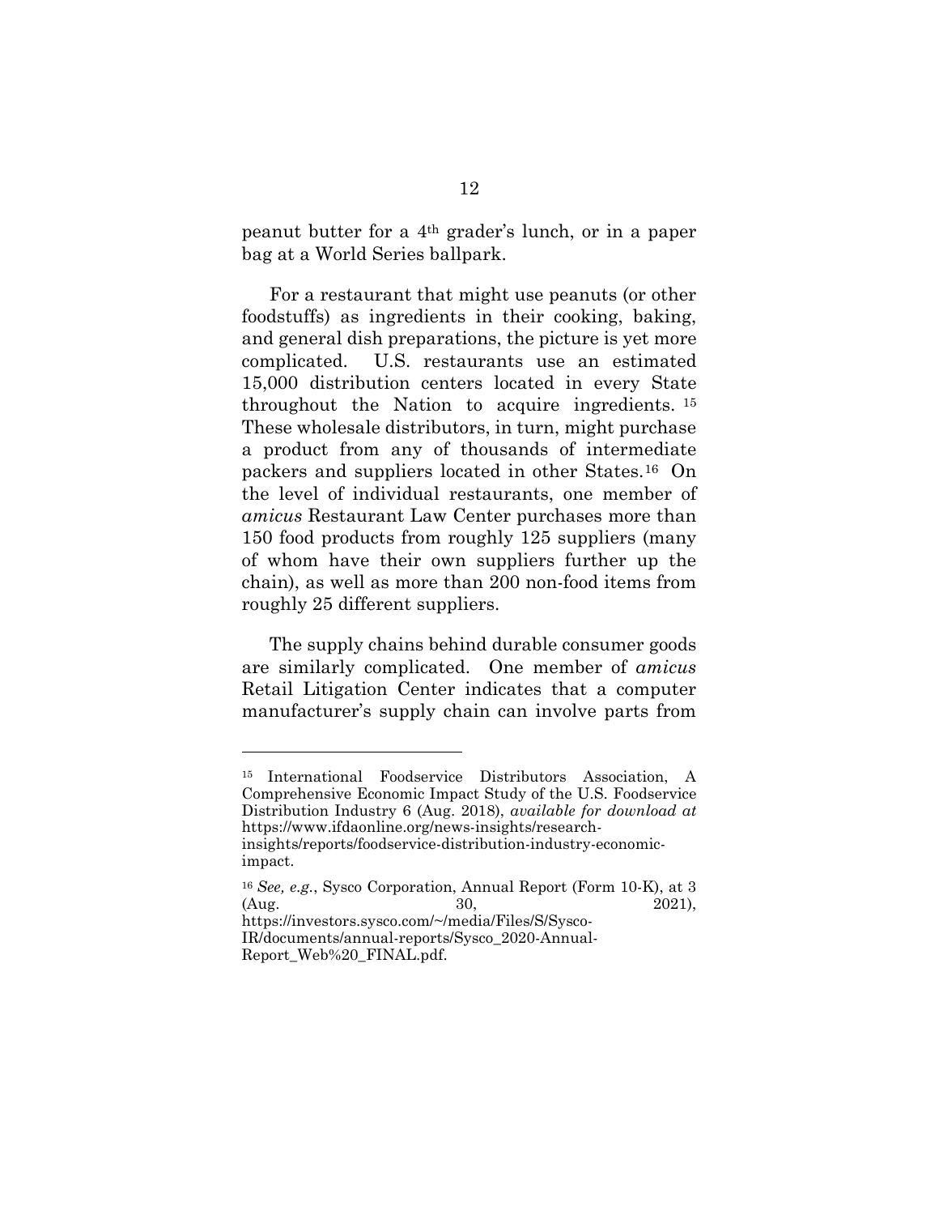peanut butter for a 4th grader's lunch, or in a paper bag at a World Series ballpark.

For a restaurant that might use peanuts (or other foodstuffs) as ingredients in their cooking, baking, and general dish preparations, the picture is yet more complicated. U.S. restaurants use an estimated 15,000 distribution centers located in every State throughout the Nation to acquire ingredients. [15] These wholesale distributors, in turn, might purchase a product from any of thousands of intermediate packers and suppliers located in other States.[16] On the level of individual restaurants, one member of *amicus* Restaurant Law Center purchases more than 150 food products from roughly 125 suppliers (many of whom have their own suppliers further up the chain), as well as more than 200 non-food items from roughly 25 different suppliers.

The supply chains behind durable consumer goods are similarly complicated. One member of *amicus* Retail Litigation Center indicates that a computer manufacturer's supply chain can involve parts from

---

[15] International Foodservice Distributors Association, A Comprehensive Economic Impact Study of the U.S. Foodservice Distribution Industry 6 (Aug. 2018), *available for download at* https://www.ifdaonline.org/news-insights/research-insights/reports/foodservice-distribution-industry-economic-impact.

[16] *See, e.g.*, Sysco Corporation, Annual Report (Form 10-K), at 3 (Aug. 30, 2021), https://investors.sysco.com/~/media/Files/S/Sysco-IR/documents/annual-reports/Sysco_2020-Annual-Report_Web%20_FINAL.pdf.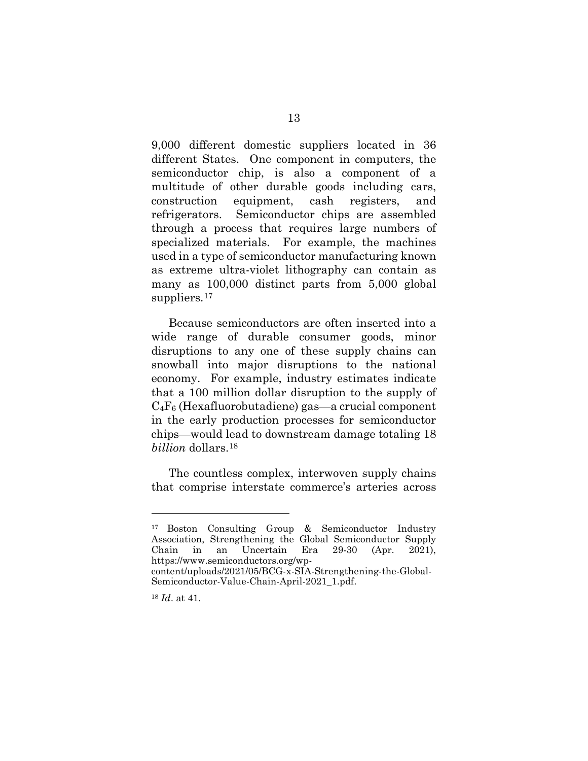9,000 different domestic suppliers located in 36 different States. One component in computers, the semiconductor chip, is also a component of a multitude of other durable goods including cars, construction equipment, cash registers, and refrigerators. Semiconductor chips are assembled through a process that requires large numbers of specialized materials. For example, the machines used in a type of semiconductor manufacturing known as extreme ultra-violet lithography can contain as many as 100,000 distinct parts from 5,000 global suppliers.[17]

Because semiconductors are often inserted into a wide range of durable consumer goods, minor disruptions to any one of these supply chains can snowball into major disruptions to the national economy. For example, industry estimates indicate that a 100 million dollar disruption to the supply of $C_4F_6$ (Hexafluorobutadiene) gas—a crucial component in the early production processes for semiconductor chips—would lead to downstream damage totaling 18 *billion* dollars.[18]

The countless complex, interwoven supply chains that comprise interstate commerce's arteries across

---

[17] Boston Consulting Group & Semiconductor Industry Association, Strengthening the Global Semiconductor Supply Chain in an Uncertain Era 29-30 (Apr. 2021), https://www.semiconductors.org/wp-content/uploads/2021/05/BCG-x-SIA-Strengthening-the-Global-Semiconductor-Value-Chain-April-2021_1.pdf.

[18] *Id*. at 41.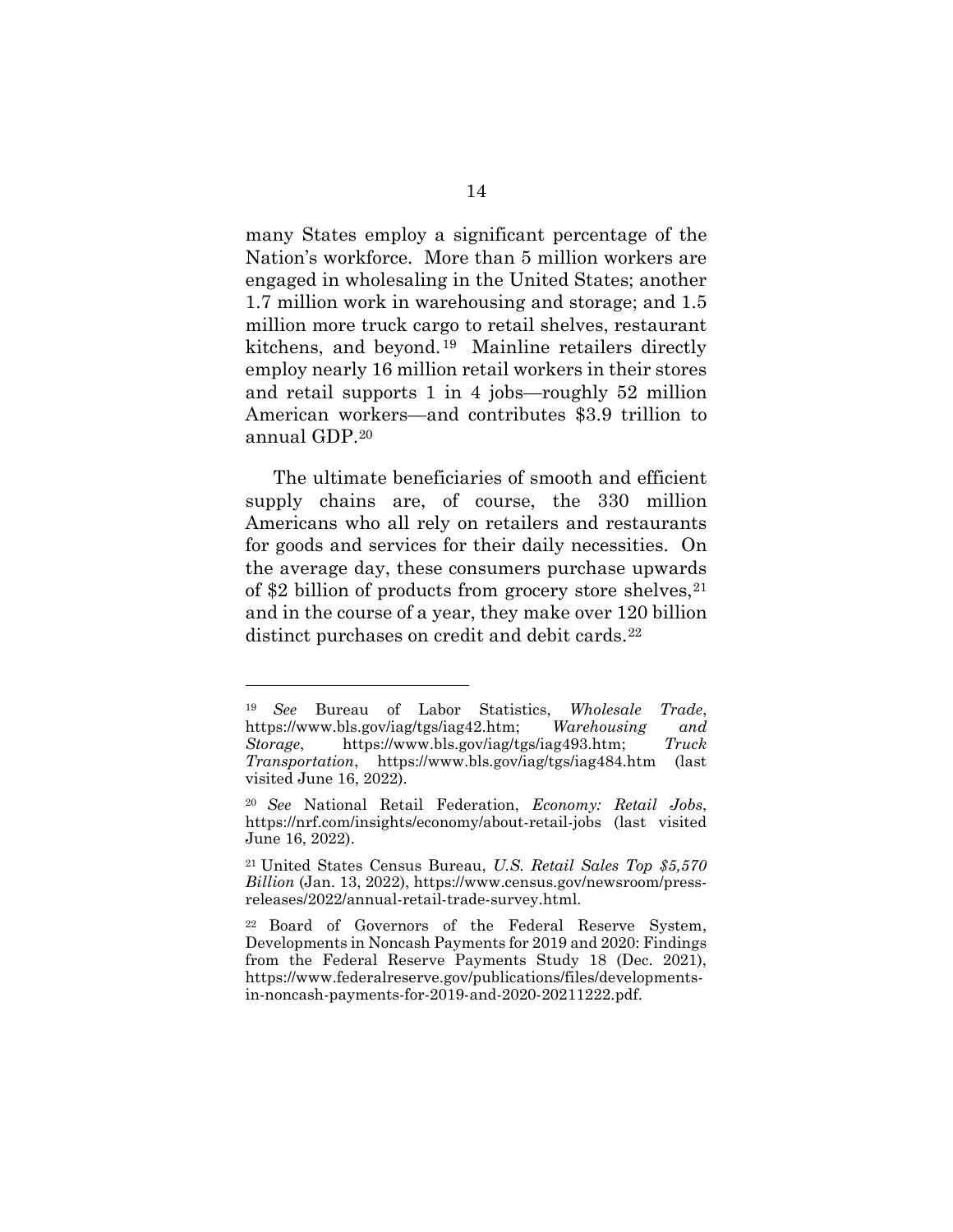many States employ a significant percentage of the Nation's workforce. More than 5 million workers are engaged in wholesaling in the United States; another 1.7 million work in warehousing and storage; and 1.5 million more truck cargo to retail shelves, restaurant kitchens, and beyond.[19] Mainline retailers directly employ nearly 16 million retail workers in their stores and retail supports 1 in 4 jobs—roughly 52 million American workers—and contributes $3.9 trillion to annual GDP.[20]

The ultimate beneficiaries of smooth and efficient supply chains are, of course, the 330 million Americans who all rely on retailers and restaurants for goods and services for their daily necessities. On the average day, these consumers purchase upwards of $2 billion of products from grocery store shelves,[21] and in the course of a year, they make over 120 billion distinct purchases on credit and debit cards.[22]

---

[19] *See* Bureau of Labor Statistics, *Wholesale Trade*, https://www.bls.gov/iag/tgs/iag42.htm; *Warehousing and Storage*, https://www.bls.gov/iag/tgs/iag493.htm; *Truck Transportation*, https://www.bls.gov/iag/tgs/iag484.htm (last visited June 16, 2022).

[20] *See* National Retail Federation, *Economy: Retail Jobs*, https://nrf.com/insights/economy/about-retail-jobs (last visited June 16, 2022).

[21] United States Census Bureau, *U.S. Retail Sales Top $5,570 Billion* (Jan. 13, 2022), https://www.census.gov/newsroom/press-releases/2022/annual-retail-trade-survey.html.

[22] Board of Governors of the Federal Reserve System, Developments in Noncash Payments for 2019 and 2020: Findings from the Federal Reserve Payments Study 18 (Dec. 2021), https://www.federalreserve.gov/publications/files/developments-in-noncash-payments-for-2019-and-2020-20211222.pdf.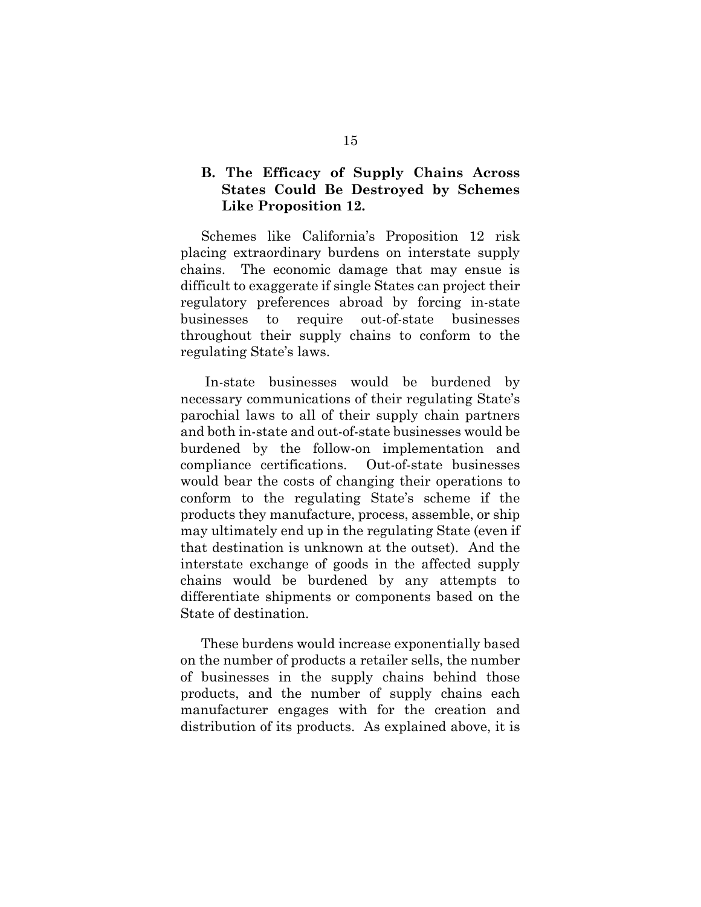### B. The Efficacy of Supply Chains Across States Could Be Destroyed by Schemes Like Proposition 12.

Schemes like California's Proposition 12 risk placing extraordinary burdens on interstate supply chains. The economic damage that may ensue is difficult to exaggerate if single States can project their regulatory preferences abroad by forcing in-state businesses to require out-of-state businesses throughout their supply chains to conform to the regulating State's laws.

In-state businesses would be burdened by necessary communications of their regulating State's parochial laws to all of their supply chain partners and both in-state and out-of-state businesses would be burdened by the follow-on implementation and compliance certifications. Out-of-state businesses would bear the costs of changing their operations to conform to the regulating State's scheme if the products they manufacture, process, assemble, or ship may ultimately end up in the regulating State (even if that destination is unknown at the outset). And the interstate exchange of goods in the affected supply chains would be burdened by any attempts to differentiate shipments or components based on the State of destination.

These burdens would increase exponentially based on the number of products a retailer sells, the number of businesses in the supply chains behind those products, and the number of supply chains each manufacturer engages with for the creation and distribution of its products. As explained above, it is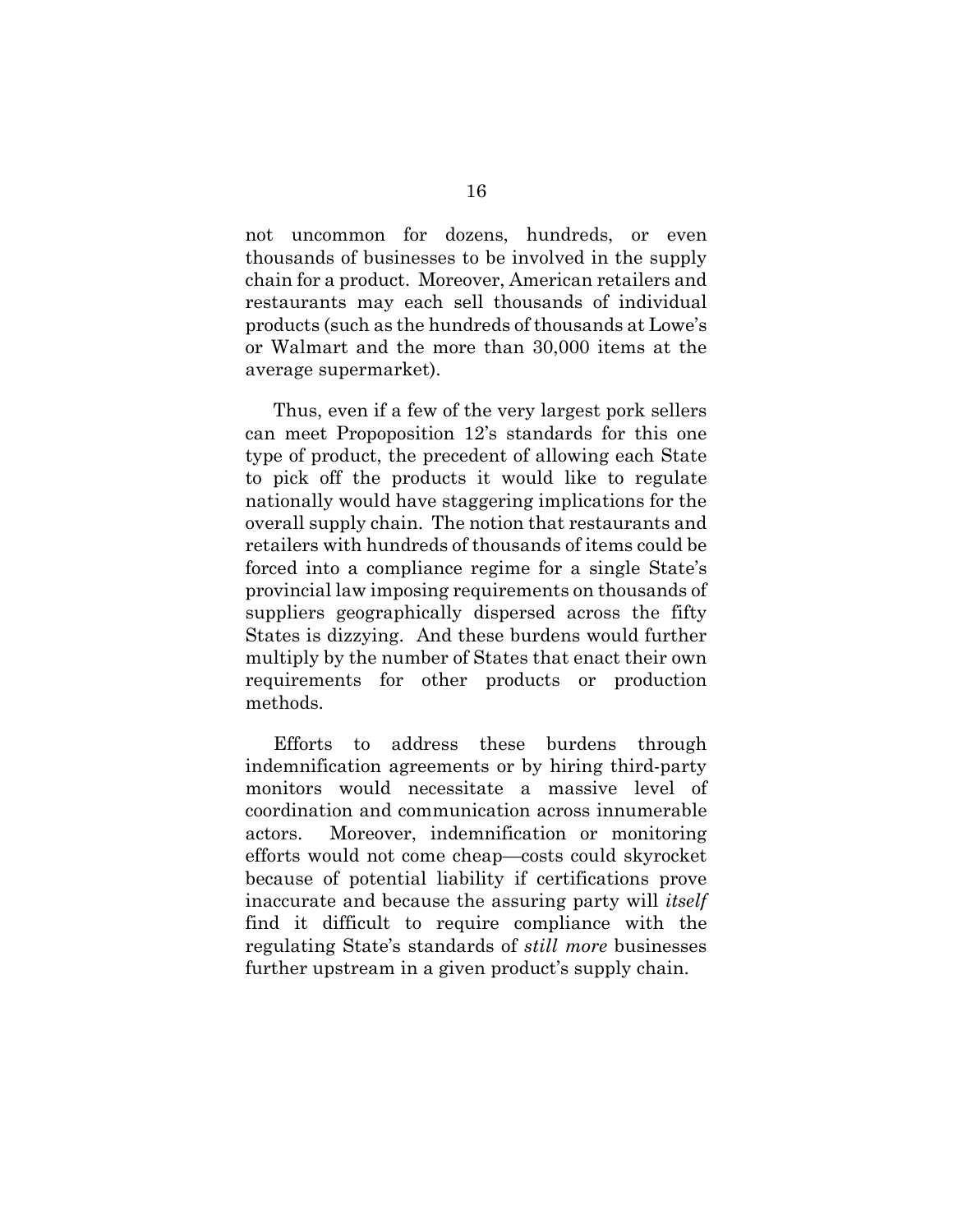not uncommon for dozens, hundreds, or even thousands of businesses to be involved in the supply chain for a product. Moreover, American retailers and restaurants may each sell thousands of individual products (such as the hundreds of thousands at Lowe's or Walmart and the more than 30,000 items at the average supermarket).

Thus, even if a few of the very largest pork sellers can meet Propoposition 12's standards for this one type of product, the precedent of allowing each State to pick off the products it would like to regulate nationally would have staggering implications for the overall supply chain. The notion that restaurants and retailers with hundreds of thousands of items could be forced into a compliance regime for a single State's provincial law imposing requirements on thousands of suppliers geographically dispersed across the fifty States is dizzying. And these burdens would further multiply by the number of States that enact their own requirements for other products or production methods.

Efforts to address these burdens through indemnification agreements or by hiring third-party monitors would necessitate a massive level of coordination and communication across innumerable actors. Moreover, indemnification or monitoring efforts would not come cheap—costs could skyrocket because of potential liability if certifications prove inaccurate and because the assuring party will *itself* find it difficult to require compliance with the regulating State's standards of *still more* businesses further upstream in a given product's supply chain.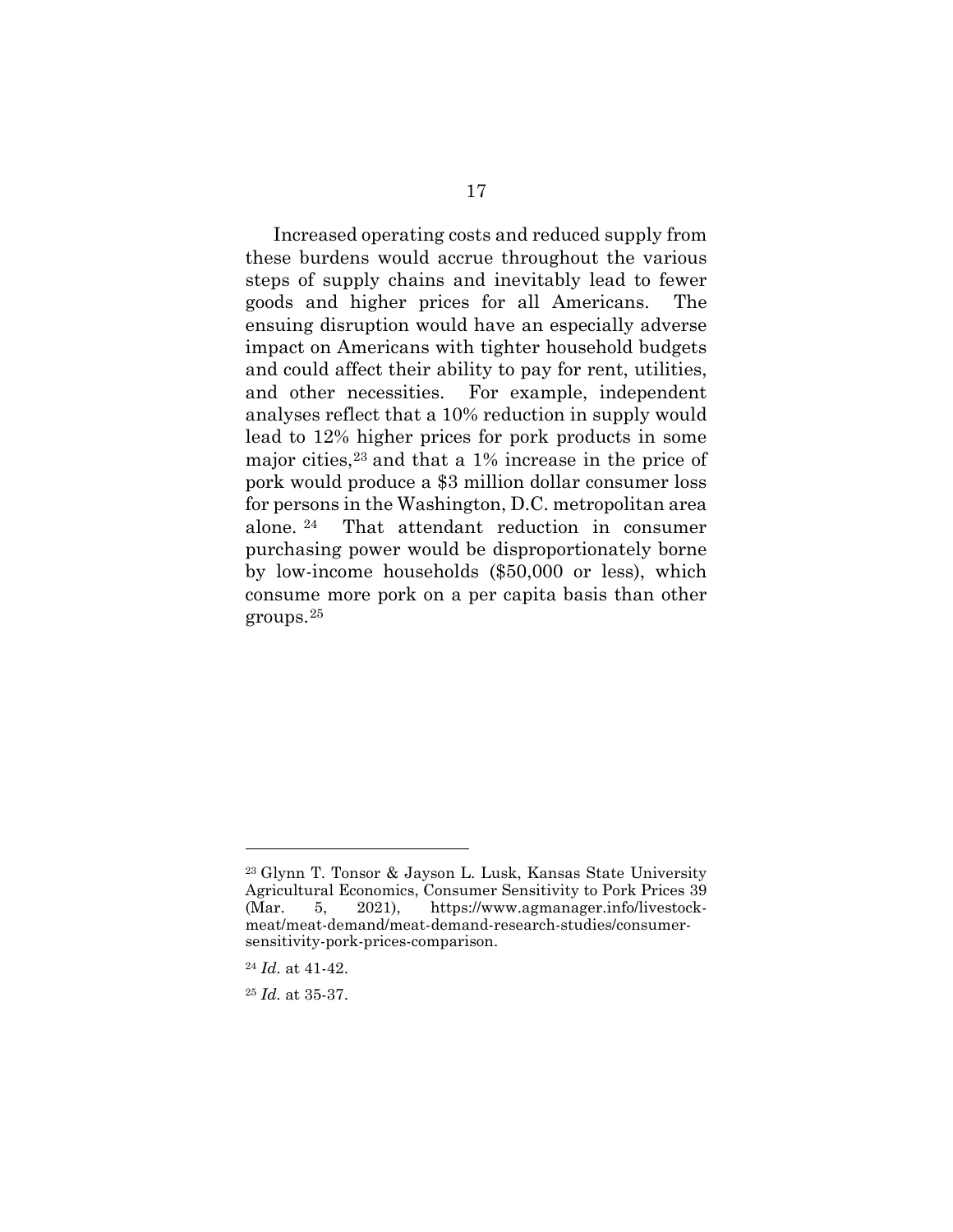Increased operating costs and reduced supply from these burdens would accrue throughout the various steps of supply chains and inevitably lead to fewer goods and higher prices for all Americans. The ensuing disruption would have an especially adverse impact on Americans with tighter household budgets and could affect their ability to pay for rent, utilities, and other necessities. For example, independent analyses reflect that a 10% reduction in supply would lead to 12% higher prices for pork products in some major cities,[23] and that a 1% increase in the price of pork would produce a $3 million dollar consumer loss for persons in the Washington, D.C. metropolitan area alone.[24] That attendant reduction in consumer purchasing power would be disproportionately borne by low-income households ($50,000 or less), which consume more pork on a per capita basis than other groups.[25]

---

[23] Glynn T. Tonsor & Jayson L. Lusk, Kansas State University Agricultural Economics, Consumer Sensitivity to Pork Prices 39 (Mar. 5, 2021), https://www.agmanager.info/livestock-meat/meat-demand/meat-demand-research-studies/consumer-sensitivity-pork-prices-comparison.

[24] *Id.* at 41-42.

[25] *Id.* at 35-37.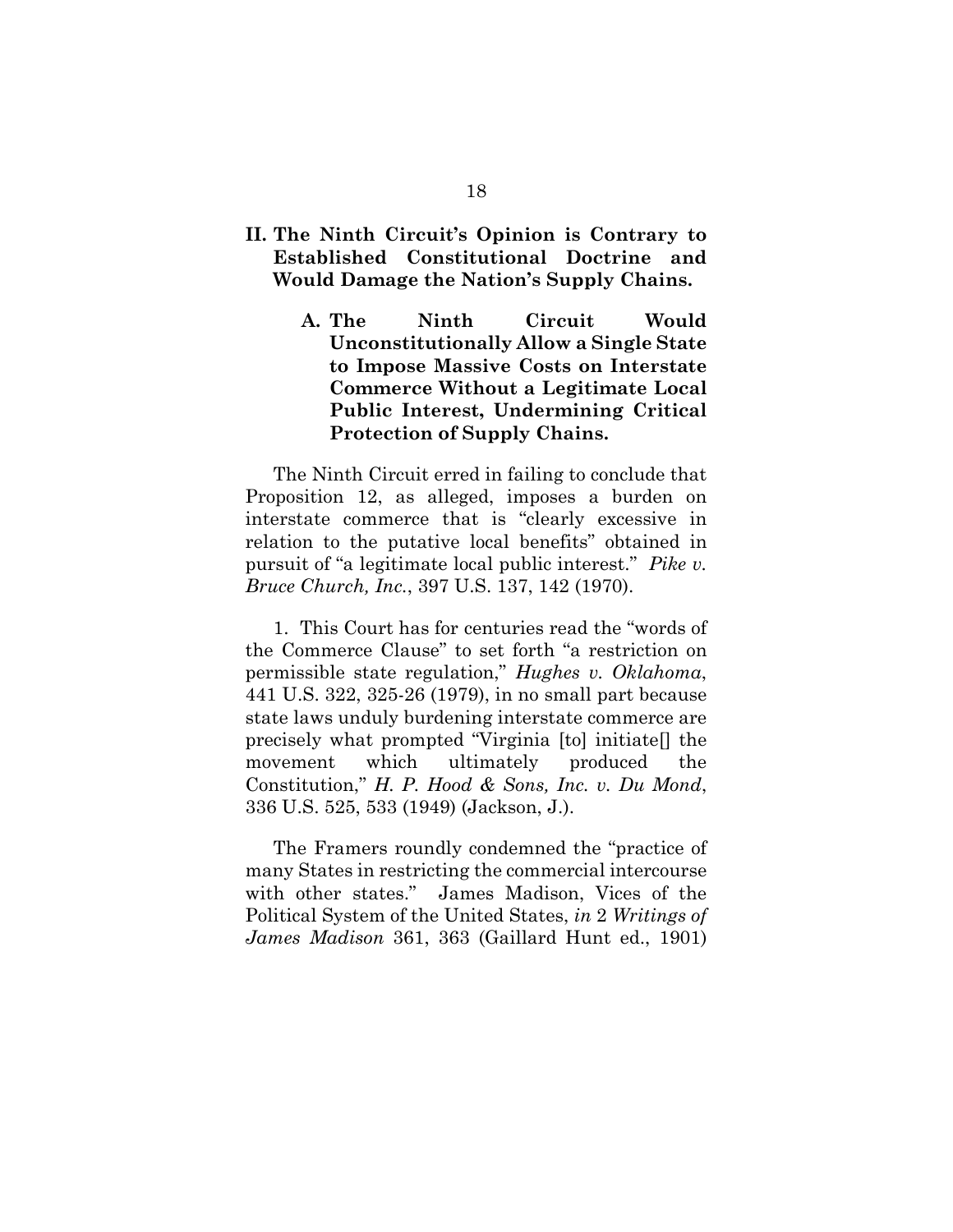## II. The Ninth Circuit's Opinion is Contrary to Established Constitutional Doctrine and Would Damage the Nation's Supply Chains.

### A. The Ninth Circuit Would Unconstitutionally Allow a Single State to Impose Massive Costs on Interstate Commerce Without a Legitimate Local Public Interest, Undermining Critical Protection of Supply Chains.

The Ninth Circuit erred in failing to conclude that Proposition 12, as alleged, imposes a burden on interstate commerce that is "clearly excessive in relation to the putative local benefits" obtained in pursuit of "a legitimate local public interest." *Pike v. Bruce Church, Inc.*, 397 U.S. 137, 142 (1970).

1. This Court has for centuries read the "words of the Commerce Clause" to set forth "a restriction on permissible state regulation," *Hughes v. Oklahoma*, 441 U.S. 322, 325-26 (1979), in no small part because state laws unduly burdening interstate commerce are precisely what prompted "Virginia [to] initiate[] the movement which ultimately produced the Constitution," *H. P. Hood & Sons, Inc. v. Du Mond*, 336 U.S. 525, 533 (1949) (Jackson, J.).

The Framers roundly condemned the "practice of many States in restricting the commercial intercourse with other states." James Madison, Vices of the Political System of the United States, *in* 2 *Writings of James Madison* 361, 363 (Gaillard Hunt ed., 1901)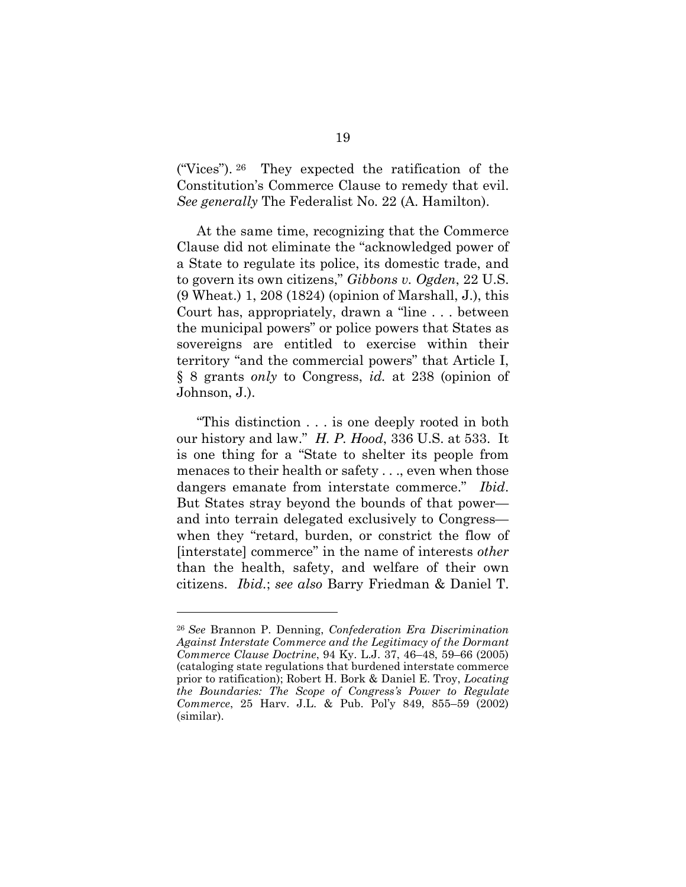("Vices").[26] They expected the ratification of the Constitution's Commerce Clause to remedy that evil. *See generally* The Federalist No. 22 (A. Hamilton).

At the same time, recognizing that the Commerce Clause did not eliminate the "acknowledged power of a State to regulate its police, its domestic trade, and to govern its own citizens," *Gibbons v. Ogden*, 22 U.S. (9 Wheat.) 1, 208 (1824) (opinion of Marshall, J.), this Court has, appropriately, drawn a "line . . . between the municipal powers" or police powers that States as sovereigns are entitled to exercise within their territory "and the commercial powers" that Article I, § 8 grants *only* to Congress, *id.* at 238 (opinion of Johnson, J.).

"This distinction . . . is one deeply rooted in both our history and law." *H. P. Hood*, 336 U.S. at 533. It is one thing for a "State to shelter its people from menaces to their health or safety . . ., even when those dangers emanate from interstate commerce." *Ibid*. But States stray beyond the bounds of that power—and into terrain delegated exclusively to Congress—when they "retard, burden, or constrict the flow of [interstate] commerce" in the name of interests *other* than the health, safety, and welfare of their own citizens. *Ibid.*; *see also* Barry Friedman & Daniel T.

---

[26] *See* Brannon P. Denning, *Confederation Era Discrimination Against Interstate Commerce and the Legitimacy of the Dormant Commerce Clause Doctrine*, 94 Ky. L.J. 37, 46–48, 59–66 (2005) (cataloging state regulations that burdened interstate commerce prior to ratification); Robert H. Bork & Daniel E. Troy, *Locating the Boundaries: The Scope of Congress's Power to Regulate Commerce*, 25 Harv. J.L. & Pub. Pol'y 849, 855–59 (2002) (similar).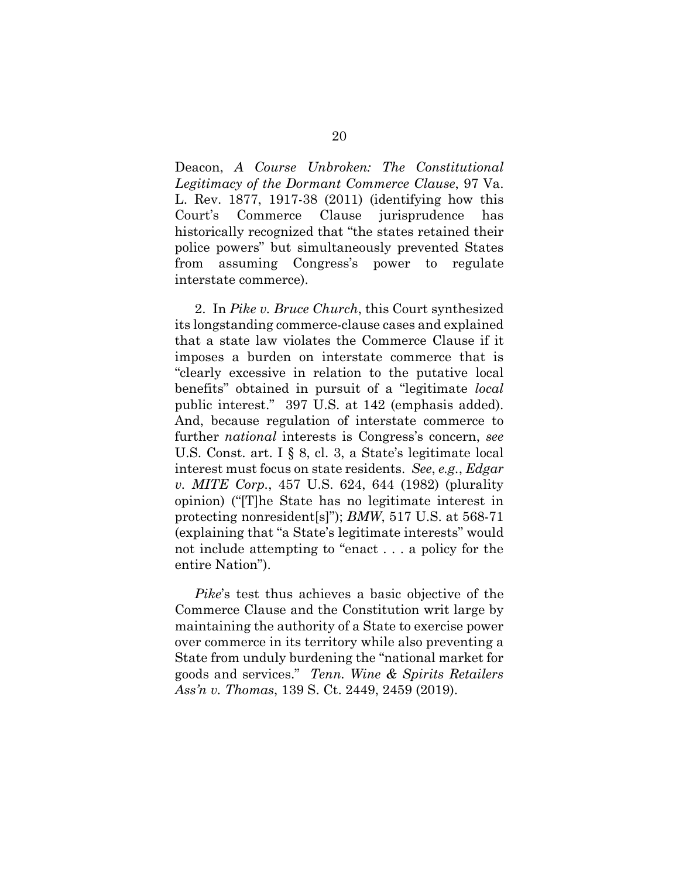Deacon, *A Course Unbroken: The Constitutional Legitimacy of the Dormant Commerce Clause*, 97 Va. L. Rev. 1877, 1917-38 (2011) (identifying how this Court's Commerce Clause jurisprudence has historically recognized that "the states retained their police powers" but simultaneously prevented States from assuming Congress's power to regulate interstate commerce).

2. In *Pike v. Bruce Church*, this Court synthesized its longstanding commerce-clause cases and explained that a state law violates the Commerce Clause if it imposes a burden on interstate commerce that is "clearly excessive in relation to the putative local benefits" obtained in pursuit of a "legitimate *local* public interest." 397 U.S. at 142 (emphasis added). And, because regulation of interstate commerce to further *national* interests is Congress's concern, *see* U.S. Const. art. I § 8, cl. 3, a State's legitimate local interest must focus on state residents. *See*, *e.g.*, *Edgar v. MITE Corp.*, 457 U.S. 624, 644 (1982) (plurality opinion) ("[T]he State has no legitimate interest in protecting nonresident[s]"); *BMW*, 517 U.S. at 568-71 (explaining that "a State's legitimate interests" would not include attempting to "enact . . . a policy for the entire Nation").

*Pike*'s test thus achieves a basic objective of the Commerce Clause and the Constitution writ large by maintaining the authority of a State to exercise power over commerce in its territory while also preventing a State from unduly burdening the "national market for goods and services." *Tenn. Wine & Spirits Retailers Ass'n v. Thomas*, 139 S. Ct. 2449, 2459 (2019).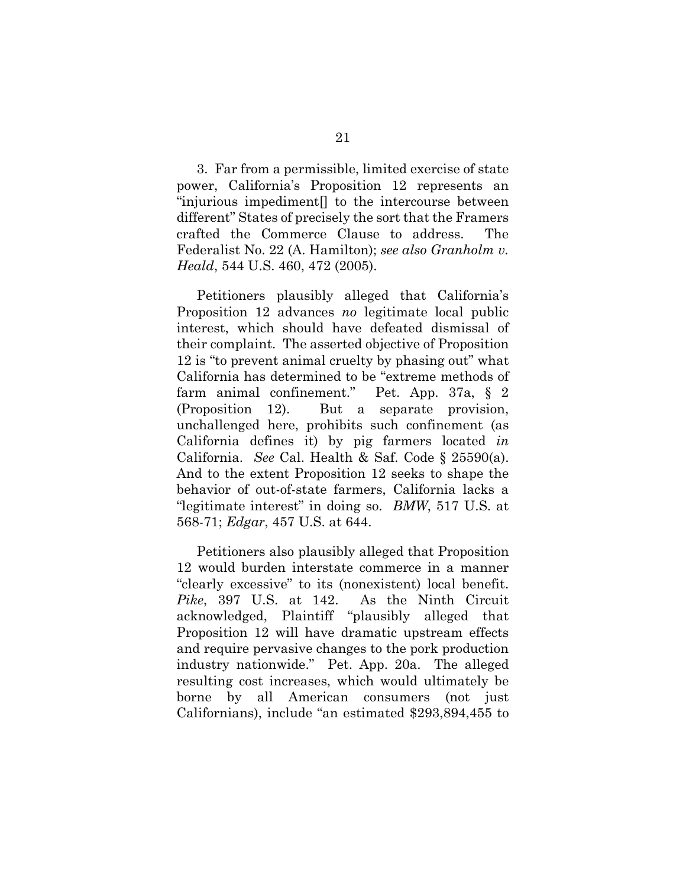3. Far from a permissible, limited exercise of state power, California's Proposition 12 represents an "injurious impediment[] to the intercourse between different" States of precisely the sort that the Framers crafted the Commerce Clause to address. The Federalist No. 22 (A. Hamilton); *see also Granholm v. Heald*, 544 U.S. 460, 472 (2005).

Petitioners plausibly alleged that California's Proposition 12 advances *no* legitimate local public interest, which should have defeated dismissal of their complaint. The asserted objective of Proposition 12 is "to prevent animal cruelty by phasing out" what California has determined to be "extreme methods of farm animal confinement." Pet. App. 37a, § 2 (Proposition 12). But a separate provision, unchallenged here, prohibits such confinement (as California defines it) by pig farmers located *in* California. *See* Cal. Health & Saf. Code § 25590(a). And to the extent Proposition 12 seeks to shape the behavior of out-of-state farmers, California lacks a "legitimate interest" in doing so. *BMW*, 517 U.S. at 568-71; *Edgar*, 457 U.S. at 644.

Petitioners also plausibly alleged that Proposition 12 would burden interstate commerce in a manner "clearly excessive" to its (nonexistent) local benefit. *Pike*, 397 U.S. at 142. As the Ninth Circuit acknowledged, Plaintiff "plausibly alleged that Proposition 12 will have dramatic upstream effects and require pervasive changes to the pork production industry nationwide." Pet. App. 20a. The alleged resulting cost increases, which would ultimately be borne by all American consumers (not just Californians), include "an estimated $293,894,455 to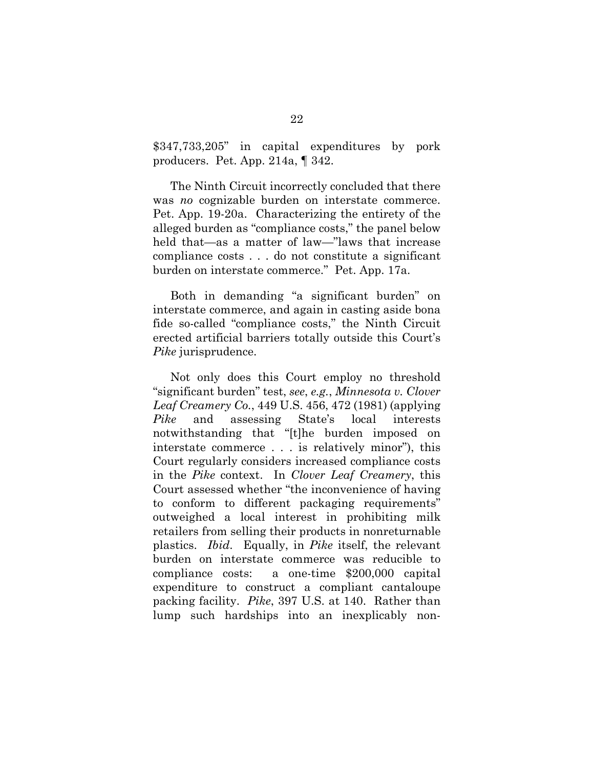$347,733,205" in capital expenditures by pork producers. Pet. App. 214a, ¶ 342.

The Ninth Circuit incorrectly concluded that there was *no* cognizable burden on interstate commerce. Pet. App. 19-20a. Characterizing the entirety of the alleged burden as "compliance costs," the panel below held that—as a matter of law—"laws that increase compliance costs . . . do not constitute a significant burden on interstate commerce." Pet. App. 17a.

Both in demanding "a significant burden" on interstate commerce, and again in casting aside bona fide so-called "compliance costs," the Ninth Circuit erected artificial barriers totally outside this Court's *Pike* jurisprudence.

Not only does this Court employ no threshold "significant burden" test, *see*, *e.g.*, *Minnesota v. Clover Leaf Creamery Co.*, 449 U.S. 456, 472 (1981) (applying *Pike* and assessing State's local interests notwithstanding that "[t]he burden imposed on interstate commerce . . . is relatively minor"), this Court regularly considers increased compliance costs in the *Pike* context. In *Clover Leaf Creamery*, this Court assessed whether "the inconvenience of having to conform to different packaging requirements" outweighed a local interest in prohibiting milk retailers from selling their products in nonreturnable plastics. *Ibid*. Equally, in *Pike* itself, the relevant burden on interstate commerce was reducible to compliance costs: a one-time $200,000 capital expenditure to construct a compliant cantaloupe packing facility. *Pike*, 397 U.S. at 140. Rather than lump such hardships into an inexplicably non-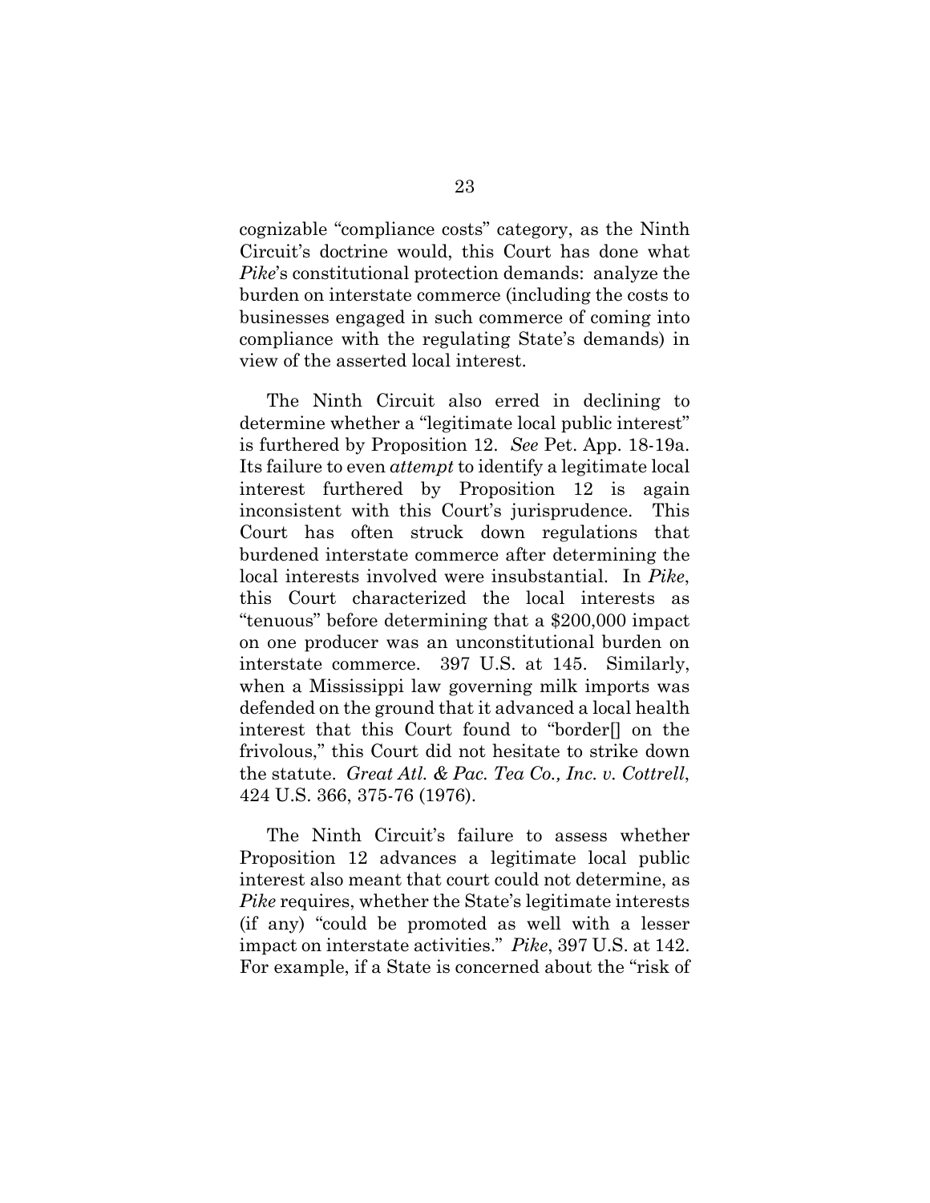cognizable "compliance costs" category, as the Ninth Circuit's doctrine would, this Court has done what *Pike*'s constitutional protection demands: analyze the burden on interstate commerce (including the costs to businesses engaged in such commerce of coming into compliance with the regulating State's demands) in view of the asserted local interest.

The Ninth Circuit also erred in declining to determine whether a "legitimate local public interest" is furthered by Proposition 12. *See* Pet. App. 18-19a. Its failure to even *attempt* to identify a legitimate local interest furthered by Proposition 12 is again inconsistent with this Court's jurisprudence. This Court has often struck down regulations that burdened interstate commerce after determining the local interests involved were insubstantial. In *Pike*, this Court characterized the local interests as "tenuous" before determining that a $200,000 impact on one producer was an unconstitutional burden on interstate commerce. 397 U.S. at 145. Similarly, when a Mississippi law governing milk imports was defended on the ground that it advanced a local health interest that this Court found to "border[] on the frivolous," this Court did not hesitate to strike down the statute. *Great Atl. & Pac. Tea Co., Inc. v. Cottrell*, 424 U.S. 366, 375-76 (1976).

The Ninth Circuit's failure to assess whether Proposition 12 advances a legitimate local public interest also meant that court could not determine, as *Pike* requires, whether the State's legitimate interests (if any) "could be promoted as well with a lesser impact on interstate activities." *Pike*, 397 U.S. at 142. For example, if a State is concerned about the "risk of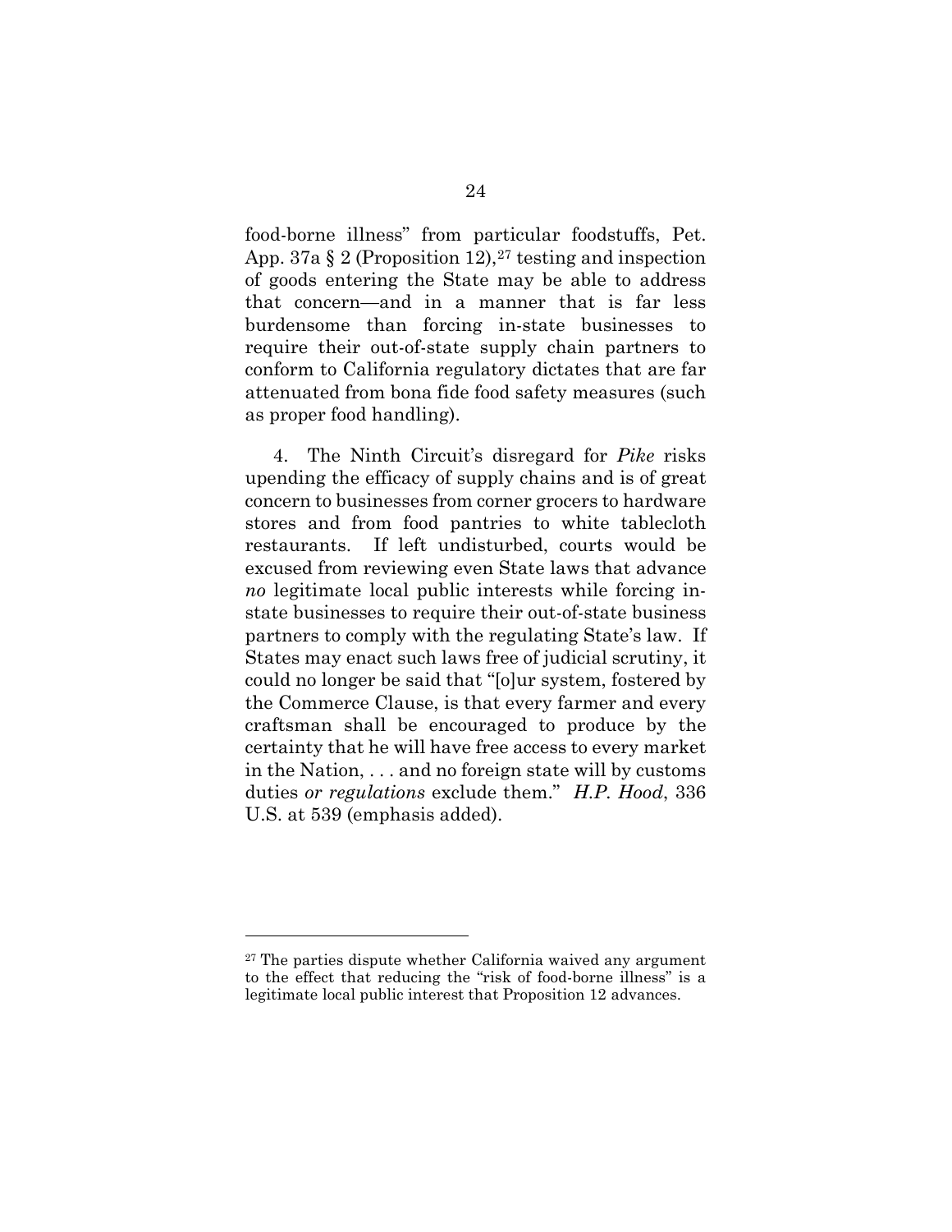food-borne illness" from particular foodstuffs, Pet. App. 37a § 2 (Proposition 12),[27] testing and inspection of goods entering the State may be able to address that concern—and in a manner that is far less burdensome than forcing in-state businesses to require their out-of-state supply chain partners to conform to California regulatory dictates that are far attenuated from bona fide food safety measures (such as proper food handling).

4. The Ninth Circuit's disregard for *Pike* risks upending the efficacy of supply chains and is of great concern to businesses from corner grocers to hardware stores and from food pantries to white tablecloth restaurants. If left undisturbed, courts would be excused from reviewing even State laws that advance *no* legitimate local public interests while forcing in-state businesses to require their out-of-state business partners to comply with the regulating State's law. If States may enact such laws free of judicial scrutiny, it could no longer be said that "[o]ur system, fostered by the Commerce Clause, is that every farmer and every craftsman shall be encouraged to produce by the certainty that he will have free access to every market in the Nation, . . . and no foreign state will by customs duties *or regulations* exclude them." *H.P. Hood*, 336 U.S. at 539 (emphasis added).

---

[27] The parties dispute whether California waived any argument to the effect that reducing the "risk of food-borne illness" is a legitimate local public interest that Proposition 12 advances.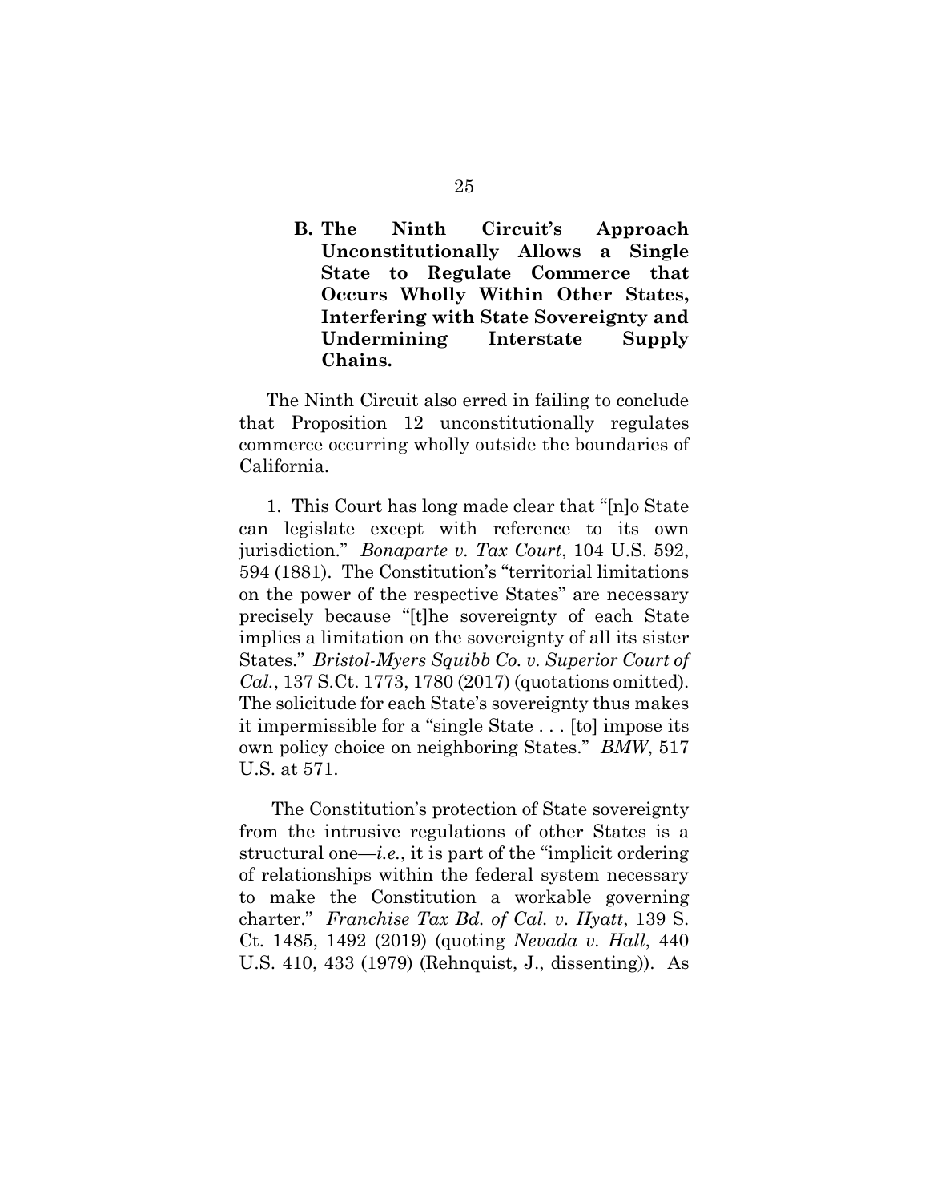### B. The Ninth Circuit's Approach Unconstitutionally Allows a Single State to Regulate Commerce that Occurs Wholly Within Other States, Interfering with State Sovereignty and Undermining Interstate Supply Chains.

The Ninth Circuit also erred in failing to conclude that Proposition 12 unconstitutionally regulates commerce occurring wholly outside the boundaries of California.

1. This Court has long made clear that "[n]o State can legislate except with reference to its own jurisdiction." *Bonaparte v. Tax Court*, 104 U.S. 592, 594 (1881). The Constitution's "territorial limitations on the power of the respective States" are necessary precisely because "[t]he sovereignty of each State implies a limitation on the sovereignty of all its sister States." *Bristol-Myers Squibb Co. v. Superior Court of Cal.*, 137 S.Ct. 1773, 1780 (2017) (quotations omitted). The solicitude for each State's sovereignty thus makes it impermissible for a "single State . . . [to] impose its own policy choice on neighboring States." *BMW*, 517 U.S. at 571.

The Constitution's protection of State sovereignty from the intrusive regulations of other States is a structural one—*i.e.*, it is part of the "implicit ordering of relationships within the federal system necessary to make the Constitution a workable governing charter." *Franchise Tax Bd. of Cal. v. Hyatt*, 139 S. Ct. 1485, 1492 (2019) (quoting *Nevada v. Hall*, 440 U.S. 410, 433 (1979) (Rehnquist, J., dissenting)). As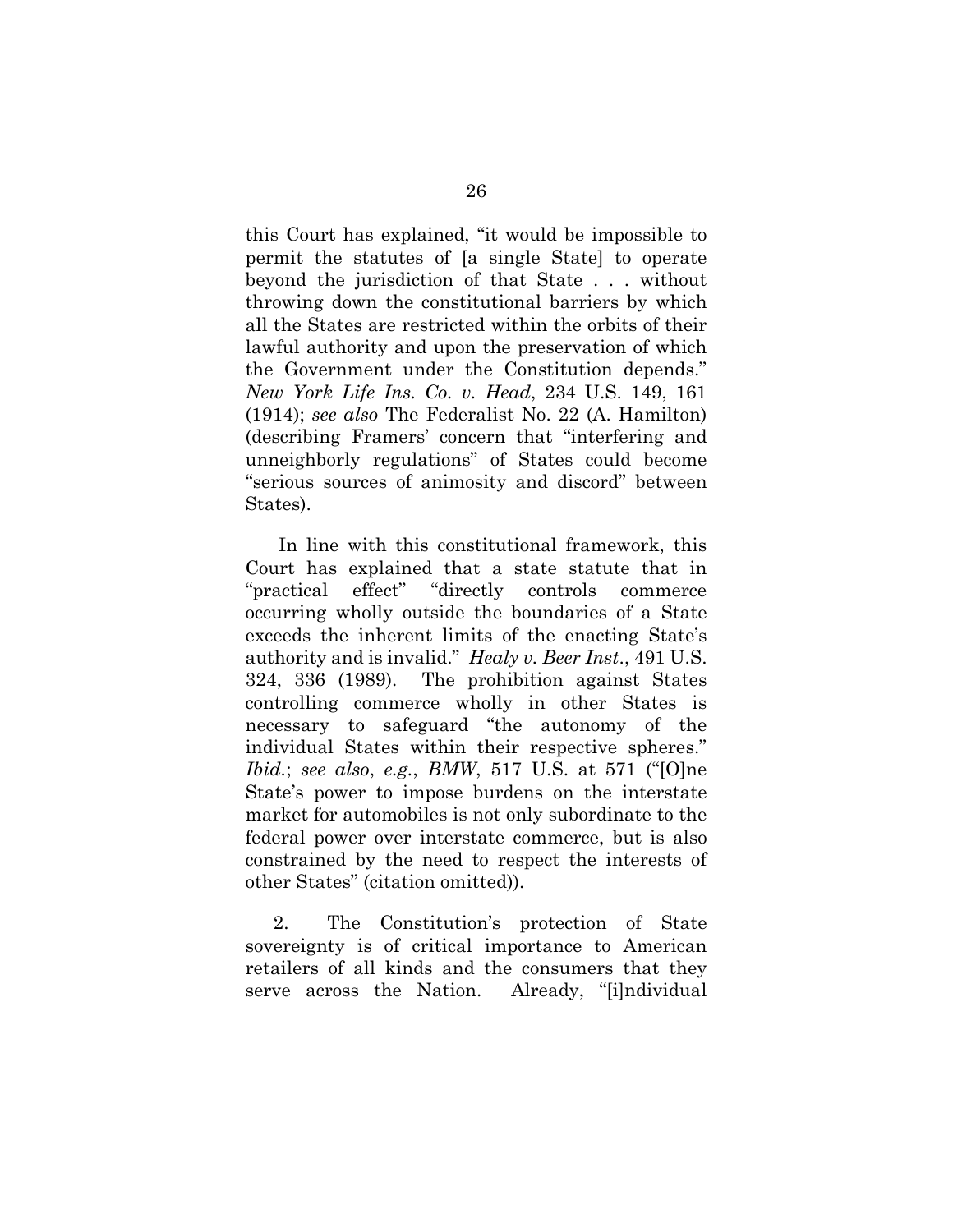this Court has explained, "it would be impossible to permit the statutes of [a single State] to operate beyond the jurisdiction of that State . . . without throwing down the constitutional barriers by which all the States are restricted within the orbits of their lawful authority and upon the preservation of which the Government under the Constitution depends." *New York Life Ins. Co. v. Head*, 234 U.S. 149, 161 (1914); *see also* The Federalist No. 22 (A. Hamilton) (describing Framers' concern that "interfering and unneighborly regulations" of States could become "serious sources of animosity and discord" between States).

In line with this constitutional framework, this Court has explained that a state statute that in "practical effect" "directly controls commerce occurring wholly outside the boundaries of a State exceeds the inherent limits of the enacting State's authority and is invalid." *Healy v. Beer Inst*., 491 U.S. 324, 336 (1989). The prohibition against States controlling commerce wholly in other States is necessary to safeguard "the autonomy of the individual States within their respective spheres." *Ibid.*; *see also*, *e.g.*, *BMW*, 517 U.S. at 571 ("[O]ne State's power to impose burdens on the interstate market for automobiles is not only subordinate to the federal power over interstate commerce, but is also constrained by the need to respect the interests of other States" (citation omitted)).

2. The Constitution's protection of State sovereignty is of critical importance to American retailers of all kinds and the consumers that they serve across the Nation. Already, "[i]ndividual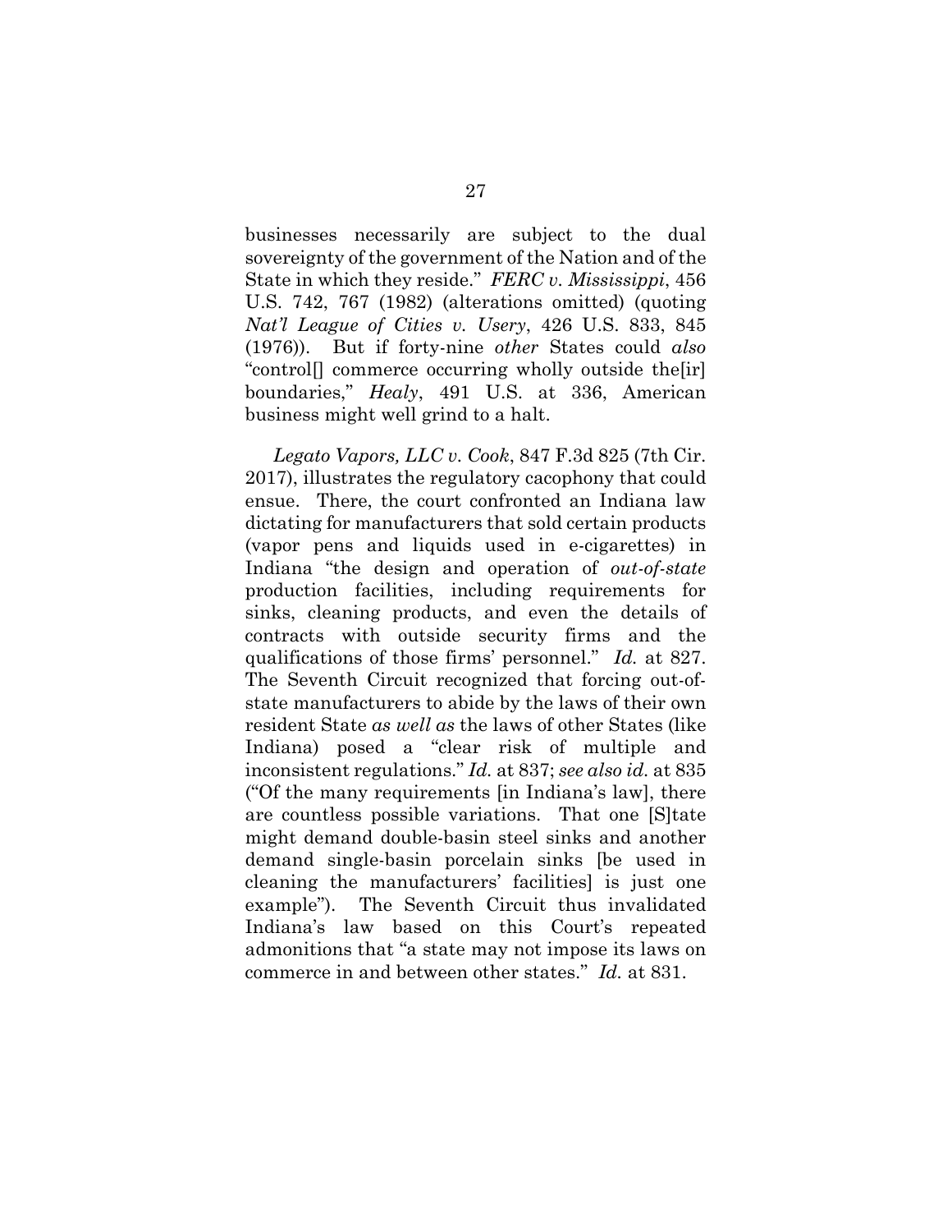businesses necessarily are subject to the dual sovereignty of the government of the Nation and of the State in which they reside." *FERC v. Mississippi*, 456 U.S. 742, 767 (1982) (alterations omitted) (quoting *Nat'l League of Cities v. Usery*, 426 U.S. 833, 845 (1976)). But if forty-nine *other* States could *also* "control[] commerce occurring wholly outside the[ir] boundaries," *Healy*, 491 U.S. at 336, American business might well grind to a halt.

*Legato Vapors, LLC v. Cook*, 847 F.3d 825 (7th Cir. 2017), illustrates the regulatory cacophony that could ensue. There, the court confronted an Indiana law dictating for manufacturers that sold certain products (vapor pens and liquids used in e-cigarettes) in Indiana "the design and operation of *out-of-state* production facilities, including requirements for sinks, cleaning products, and even the details of contracts with outside security firms and the qualifications of those firms' personnel." *Id.* at 827. The Seventh Circuit recognized that forcing out-of-state manufacturers to abide by the laws of their own resident State *as well as* the laws of other States (like Indiana) posed a "clear risk of multiple and inconsistent regulations." *Id.* at 837; *see also id.* at 835 ("Of the many requirements [in Indiana's law], there are countless possible variations. That one [S]tate might demand double-basin steel sinks and another demand single-basin porcelain sinks [be used in cleaning the manufacturers' facilities] is just one example"). The Seventh Circuit thus invalidated Indiana's law based on this Court's repeated admonitions that "a state may not impose its laws on commerce in and between other states." *Id.* at 831.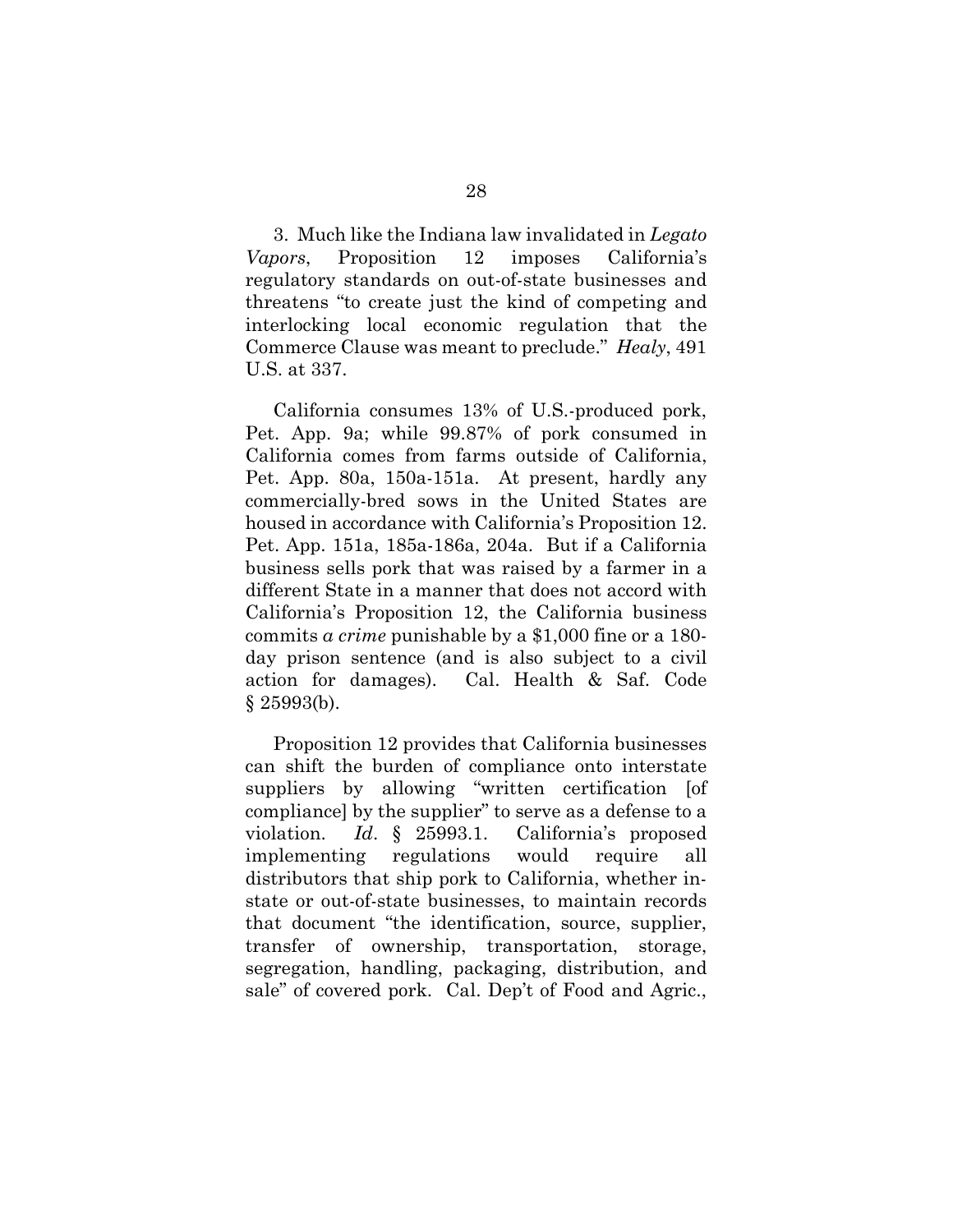3. Much like the Indiana law invalidated in *Legato Vapors*, Proposition 12 imposes California's regulatory standards on out-of-state businesses and threatens "to create just the kind of competing and interlocking local economic regulation that the Commerce Clause was meant to preclude." *Healy*, 491 U.S. at 337.

California consumes 13% of U.S.-produced pork, Pet. App. 9a; while 99.87% of pork consumed in California comes from farms outside of California, Pet. App. 80a, 150a-151a. At present, hardly any commercially-bred sows in the United States are housed in accordance with California's Proposition 12. Pet. App. 151a, 185a-186a, 204a. But if a California business sells pork that was raised by a farmer in a different State in a manner that does not accord with California's Proposition 12, the California business commits *a crime* punishable by a $1,000 fine or a 180-day prison sentence (and is also subject to a civil action for damages). Cal. Health & Saf. Code § 25993(b).

Proposition 12 provides that California businesses can shift the burden of compliance onto interstate suppliers by allowing "written certification [of compliance] by the supplier" to serve as a defense to a violation. *Id*. § 25993.1. California's proposed implementing regulations would require all distributors that ship pork to California, whether in-state or out-of-state businesses, to maintain records that document "the identification, source, supplier, transfer of ownership, transportation, storage, segregation, handling, packaging, distribution, and sale" of covered pork. Cal. Dep't of Food and Agric.,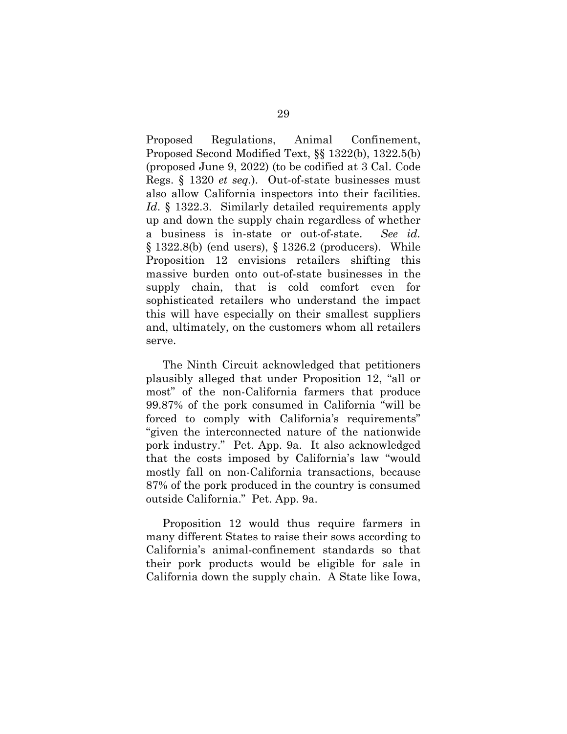Proposed Regulations, Animal Confinement, Proposed Second Modified Text, §§ 1322(b), 1322.5(b) (proposed June 9, 2022) (to be codified at 3 Cal. Code Regs. § 1320 *et seq.*). Out-of-state businesses must also allow California inspectors into their facilities. *Id*. § 1322.3. Similarly detailed requirements apply up and down the supply chain regardless of whether a business is in-state or out-of-state. *See id.* § 1322.8(b) (end users), § 1326.2 (producers). While Proposition 12 envisions retailers shifting this massive burden onto out-of-state businesses in the supply chain, that is cold comfort even for sophisticated retailers who understand the impact this will have especially on their smallest suppliers and, ultimately, on the customers whom all retailers serve.

The Ninth Circuit acknowledged that petitioners plausibly alleged that under Proposition 12, "all or most" of the non-California farmers that produce 99.87% of the pork consumed in California "will be forced to comply with California's requirements" "given the interconnected nature of the nationwide pork industry." Pet. App. 9a. It also acknowledged that the costs imposed by California's law "would mostly fall on non-California transactions, because 87% of the pork produced in the country is consumed outside California." Pet. App. 9a.

Proposition 12 would thus require farmers in many different States to raise their sows according to California's animal-confinement standards so that their pork products would be eligible for sale in California down the supply chain. A State like Iowa,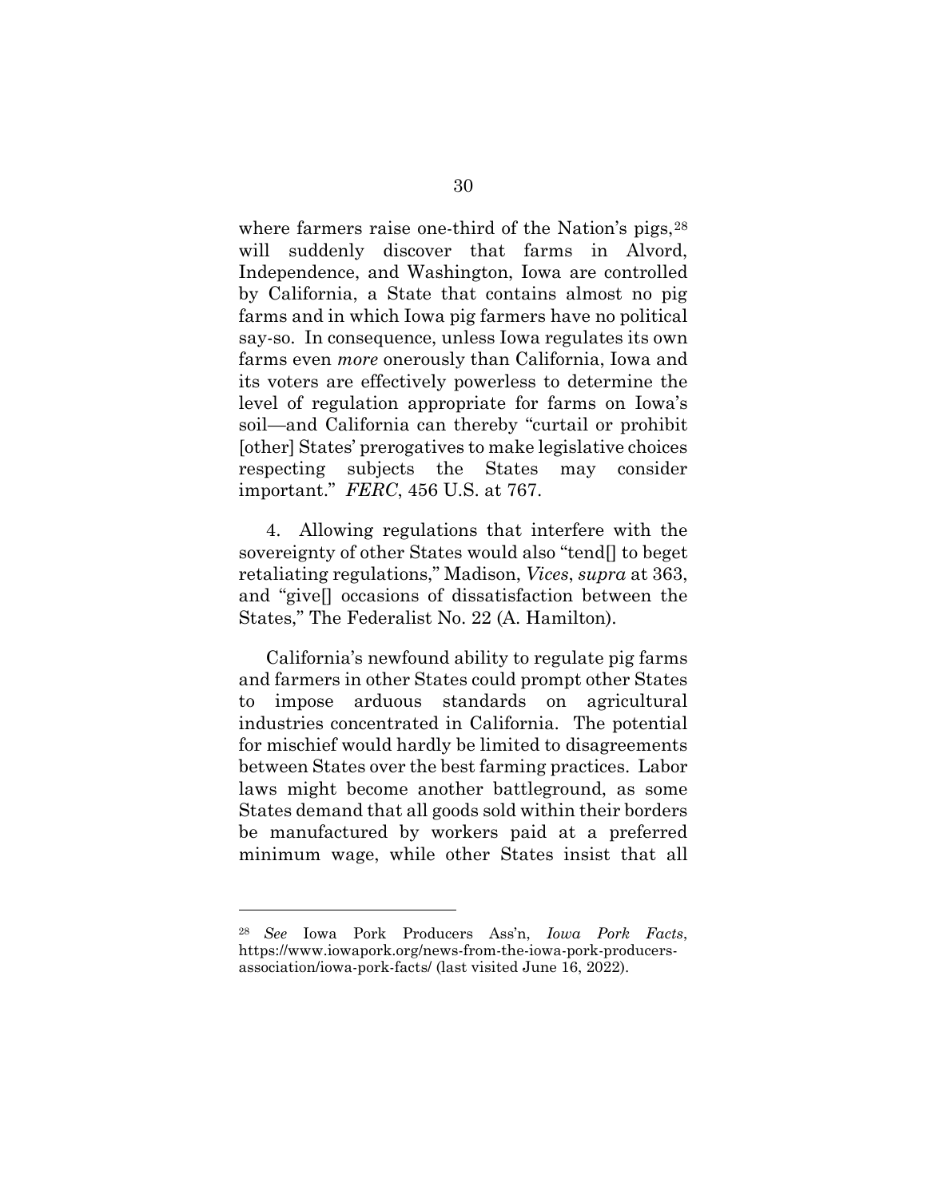where farmers raise one-third of the Nation's pigs,[28] will suddenly discover that farms in Alvord, Independence, and Washington, Iowa are controlled by California, a State that contains almost no pig farms and in which Iowa pig farmers have no political say-so. In consequence, unless Iowa regulates its own farms even *more* onerously than California, Iowa and its voters are effectively powerless to determine the level of regulation appropriate for farms on Iowa's soil—and California can thereby "curtail or prohibit [other] States' prerogatives to make legislative choices respecting subjects the States may consider important." *FERC*, 456 U.S. at 767.

4. Allowing regulations that interfere with the sovereignty of other States would also "tend[] to beget retaliating regulations," Madison, *Vices*, *supra* at 363, and "give[] occasions of dissatisfaction between the States," The Federalist No. 22 (A. Hamilton).

California's newfound ability to regulate pig farms and farmers in other States could prompt other States to impose arduous standards on agricultural industries concentrated in California. The potential for mischief would hardly be limited to disagreements between States over the best farming practices. Labor laws might become another battleground, as some States demand that all goods sold within their borders be manufactured by workers paid at a preferred minimum wage, while other States insist that all

---

[28] *See* Iowa Pork Producers Ass'n, *Iowa Pork Facts*, https://www.iowapork.org/news-from-the-iowa-pork-producers-association/iowa-pork-facts/ (last visited June 16, 2022).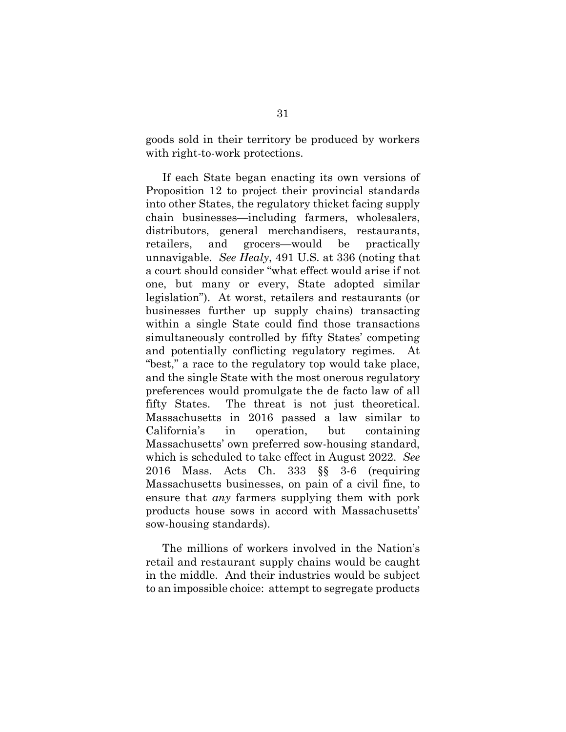goods sold in their territory be produced by workers with right-to-work protections.

If each State began enacting its own versions of Proposition 12 to project their provincial standards into other States, the regulatory thicket facing supply chain businesses—including farmers, wholesalers, distributors, general merchandisers, restaurants, retailers, and grocers—would be practically unnavigable. *See Healy*, 491 U.S. at 336 (noting that a court should consider "what effect would arise if not one, but many or every, State adopted similar legislation"). At worst, retailers and restaurants (or businesses further up supply chains) transacting within a single State could find those transactions simultaneously controlled by fifty States' competing and potentially conflicting regulatory regimes. At "best," a race to the regulatory top would take place, and the single State with the most onerous regulatory preferences would promulgate the de facto law of all fifty States. The threat is not just theoretical. Massachusetts in 2016 passed a law similar to California's in operation, but containing Massachusetts' own preferred sow-housing standard, which is scheduled to take effect in August 2022. *See* 2016 Mass. Acts Ch. 333 §§ 3-6 (requiring Massachusetts businesses, on pain of a civil fine, to ensure that *any* farmers supplying them with pork products house sows in accord with Massachusetts' sow-housing standards).

The millions of workers involved in the Nation's retail and restaurant supply chains would be caught in the middle. And their industries would be subject to an impossible choice: attempt to segregate products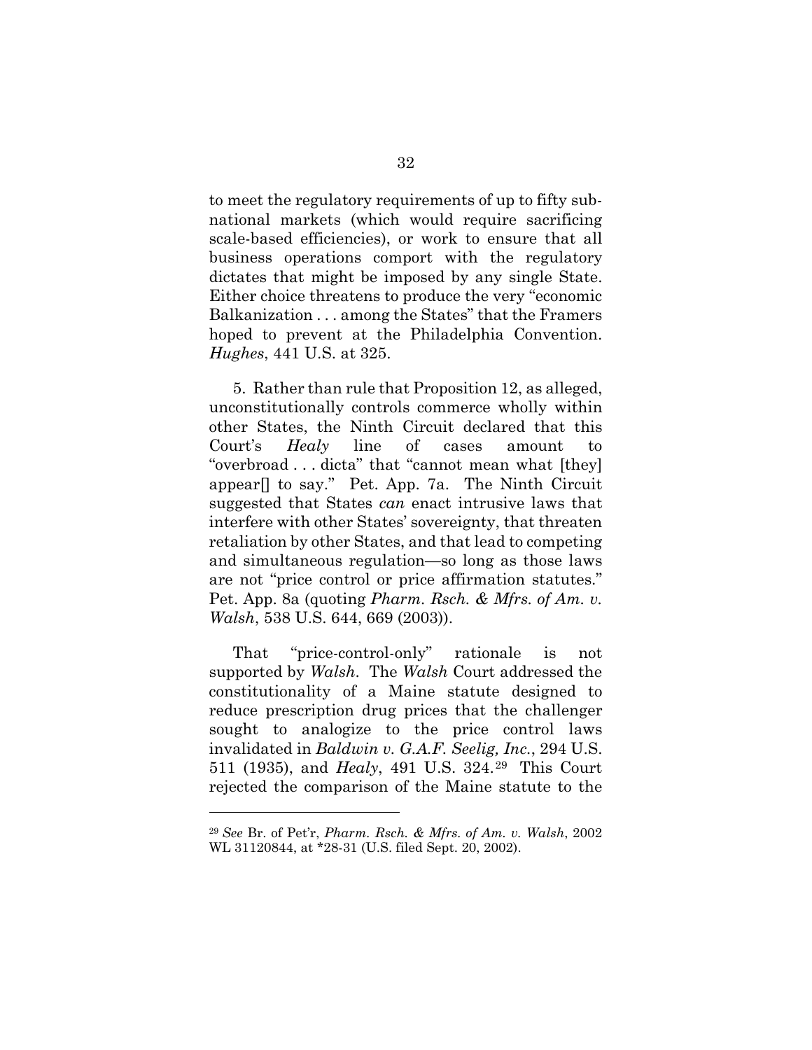to meet the regulatory requirements of up to fifty sub-national markets (which would require sacrificing scale-based efficiencies), or work to ensure that all business operations comport with the regulatory dictates that might be imposed by any single State. Either choice threatens to produce the very "economic Balkanization . . . among the States" that the Framers hoped to prevent at the Philadelphia Convention. *Hughes*, 441 U.S. at 325.

5. Rather than rule that Proposition 12, as alleged, unconstitutionally controls commerce wholly within other States, the Ninth Circuit declared that this Court's *Healy* line of cases amount to "overbroad . . . dicta" that "cannot mean what [they] appear[] to say." Pet. App. 7a. The Ninth Circuit suggested that States *can* enact intrusive laws that interfere with other States' sovereignty, that threaten retaliation by other States, and that lead to competing and simultaneous regulation—so long as those laws are not "price control or price affirmation statutes." Pet. App. 8a (quoting *Pharm. Rsch. & Mfrs. of Am. v. Walsh*, 538 U.S. 644, 669 (2003)).

That "price-control-only" rationale is not supported by *Walsh*. The *Walsh* Court addressed the constitutionality of a Maine statute designed to reduce prescription drug prices that the challenger sought to analogize to the price control laws invalidated in *Baldwin v. G.A.F. Seelig, Inc.*, 294 U.S. 511 (1935), and *Healy*, 491 U.S. 324.[29] This Court rejected the comparison of the Maine statute to the

---

[29] *See* Br. of Pet'r, *Pharm. Rsch. & Mfrs. of Am. v. Walsh*, 2002 WL 31120844, at *28-31 (U.S. filed Sept. 20, 2002).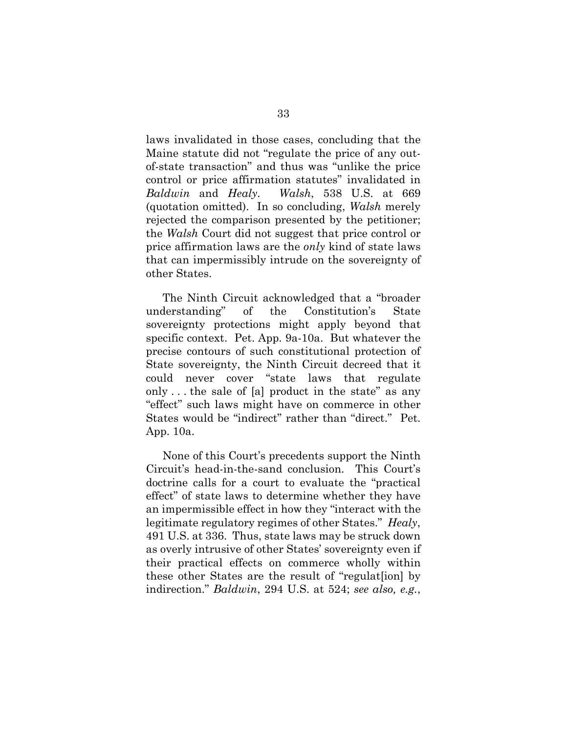laws invalidated in those cases, concluding that the Maine statute did not "regulate the price of any out-of-state transaction" and thus was "unlike the price control or price affirmation statutes" invalidated in *Baldwin* and *Healy*. *Walsh*, 538 U.S. at 669 (quotation omitted). In so concluding, *Walsh* merely rejected the comparison presented by the petitioner; the *Walsh* Court did not suggest that price control or price affirmation laws are the *only* kind of state laws that can impermissibly intrude on the sovereignty of other States.

The Ninth Circuit acknowledged that a "broader understanding" of the Constitution's State sovereignty protections might apply beyond that specific context. Pet. App. 9a-10a. But whatever the precise contours of such constitutional protection of State sovereignty, the Ninth Circuit decreed that it could never cover "state laws that regulate only . . . the sale of [a] product in the state" as any "effect" such laws might have on commerce in other States would be "indirect" rather than "direct." Pet. App. 10a.

None of this Court's precedents support the Ninth Circuit's head-in-the-sand conclusion. This Court's doctrine calls for a court to evaluate the "practical effect" of state laws to determine whether they have an impermissible effect in how they "interact with the legitimate regulatory regimes of other States." *Healy*, 491 U.S. at 336. Thus, state laws may be struck down as overly intrusive of other States' sovereignty even if their practical effects on commerce wholly within these other States are the result of "regulat[ion] by indirection." *Baldwin*, 294 U.S. at 524; *see also, e.g.*,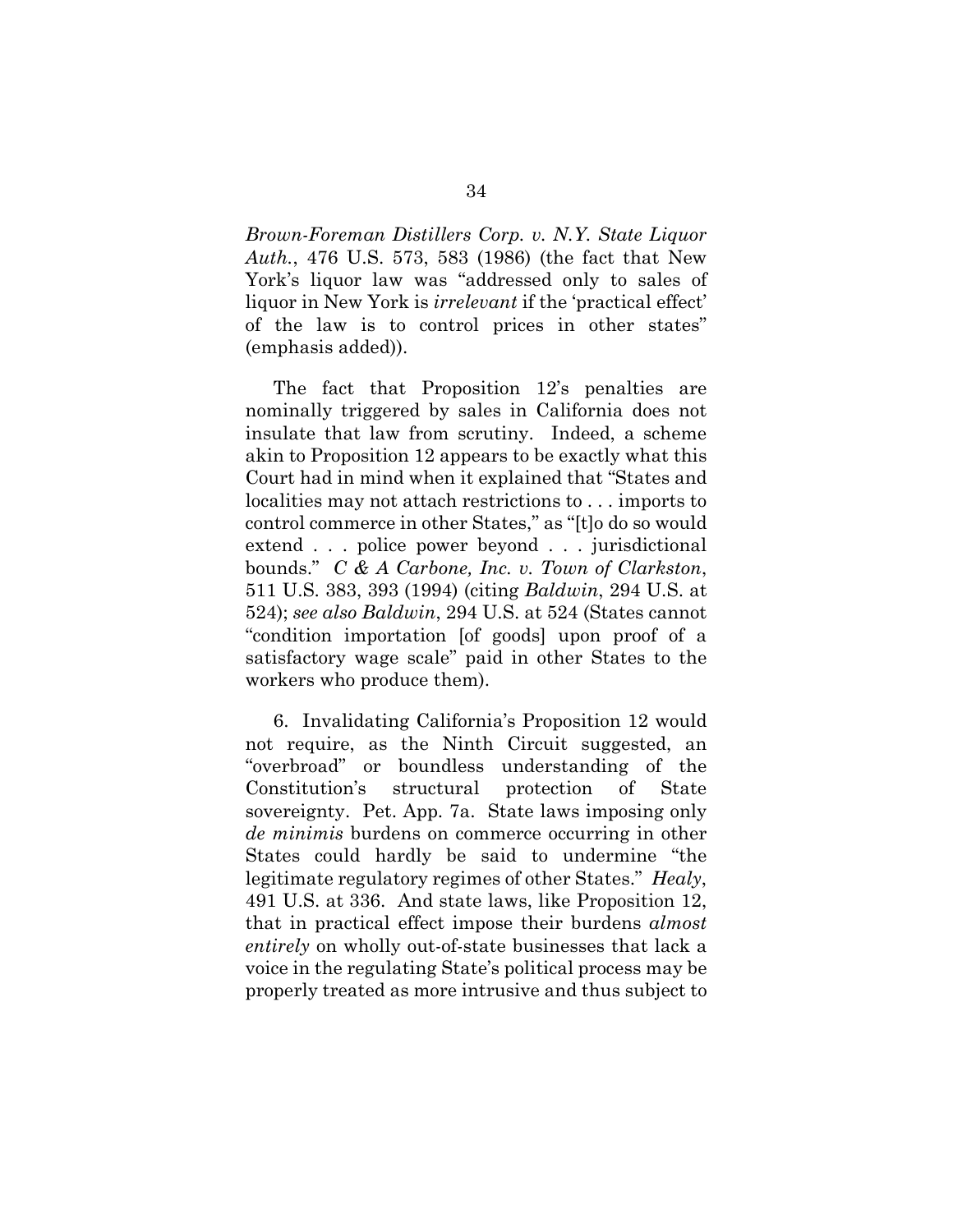*Brown-Foreman Distillers Corp. v. N.Y. State Liquor Auth.*, 476 U.S. 573, 583 (1986) (the fact that New York's liquor law was "addressed only to sales of liquor in New York is *irrelevant* if the 'practical effect' of the law is to control prices in other states" (emphasis added)).

The fact that Proposition 12's penalties are nominally triggered by sales in California does not insulate that law from scrutiny. Indeed, a scheme akin to Proposition 12 appears to be exactly what this Court had in mind when it explained that "States and localities may not attach restrictions to . . . imports to control commerce in other States," as "[t]o do so would extend . . . police power beyond . . . jurisdictional bounds." *C & A Carbone, Inc. v. Town of Clarkston*, 511 U.S. 383, 393 (1994) (citing *Baldwin*, 294 U.S. at 524); *see also Baldwin*, 294 U.S. at 524 (States cannot "condition importation [of goods] upon proof of a satisfactory wage scale" paid in other States to the workers who produce them).

6. Invalidating California's Proposition 12 would not require, as the Ninth Circuit suggested, an "overbroad" or boundless understanding of the Constitution's structural protection of State sovereignty. Pet. App. 7a. State laws imposing only *de minimis* burdens on commerce occurring in other States could hardly be said to undermine "the legitimate regulatory regimes of other States." *Healy*, 491 U.S. at 336. And state laws, like Proposition 12, that in practical effect impose their burdens *almost entirely* on wholly out-of-state businesses that lack a voice in the regulating State's political process may be properly treated as more intrusive and thus subject to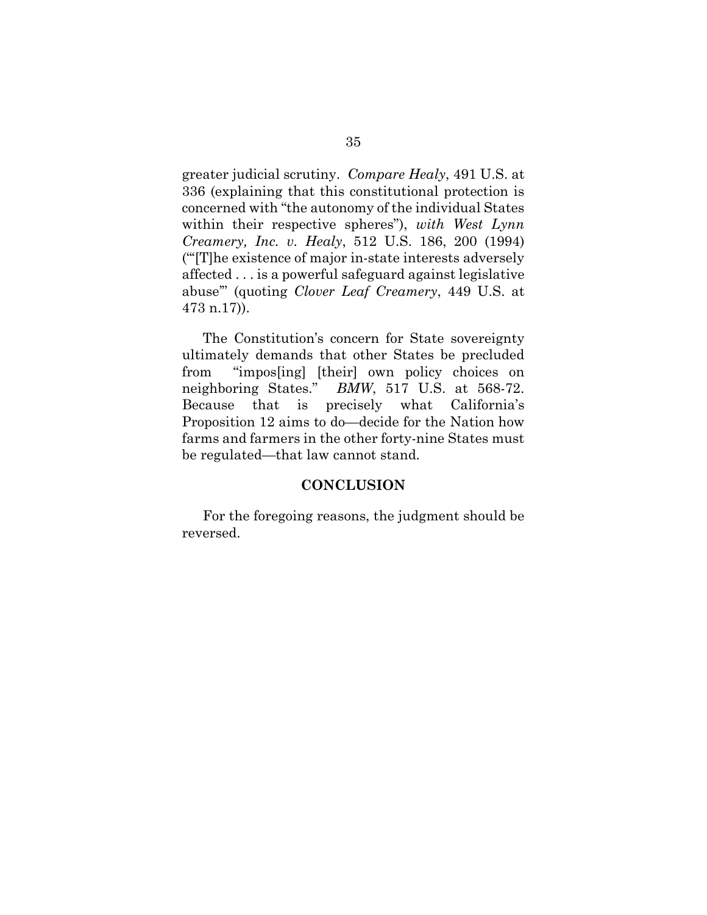greater judicial scrutiny. *Compare Healy*, 491 U.S. at 336 (explaining that this constitutional protection is concerned with "the autonomy of the individual States within their respective spheres"), *with West Lynn Creamery, Inc. v. Healy*, 512 U.S. 186, 200 (1994) ("'[T]he existence of major in-state interests adversely affected . . . is a powerful safeguard against legislative abuse'" (quoting *Clover Leaf Creamery*, 449 U.S. at 473 n.17)).

The Constitution's concern for State sovereignty ultimately demands that other States be precluded from "impos[ing] [their] own policy choices on neighboring States." *BMW*, 517 U.S. at 568-72. Because that is precisely what California's Proposition 12 aims to do—decide for the Nation how farms and farmers in the other forty-nine States must be regulated—that law cannot stand.

## CONCLUSION

For the foregoing reasons, the judgment should be reversed.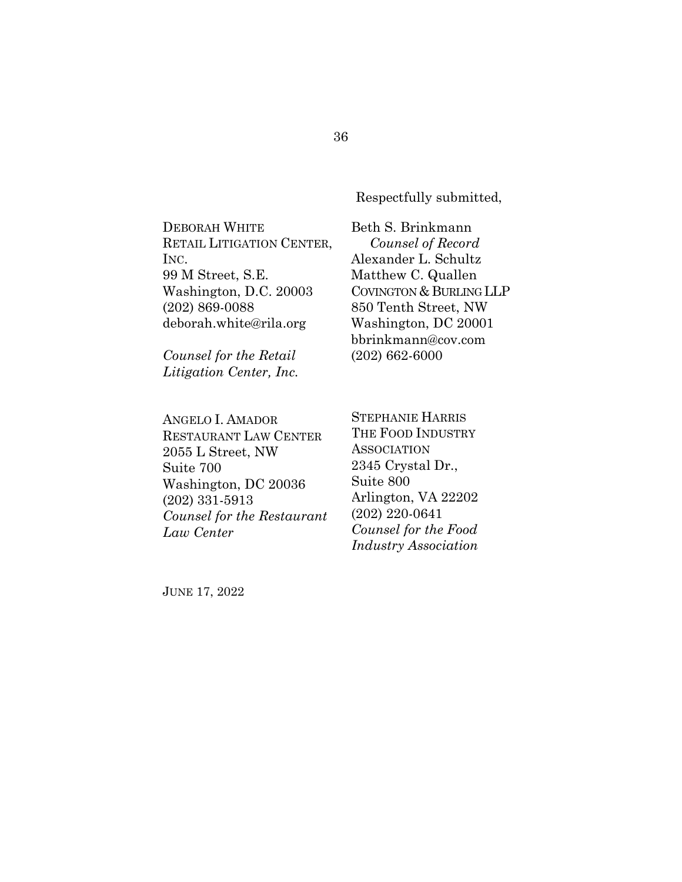Respectfully submitted,

Beth S. Brinkmann
*Counsel of Record*
Alexander L. Schultz
Matthew C. Quallen
COVINGTON & BURLING LLP
850 Tenth Street, NW
Washington, DC 20001
bbrinkmann@cov.com
(202) 662-6000

DEBORAH WHITE
RETAIL LITIGATION CENTER, INC.
99 M Street, S.E.
Washington, D.C. 20003
(202) 869-0088
deborah.white@rila.org

*Counsel for the Retail Litigation Center, Inc.*

ANGELO I. AMADOR
RESTAURANT LAW CENTER
2055 L Street, NW
Suite 700
Washington, DC 20036
(202) 331-5913
*Counsel for the Restaurant Law Center*

STEPHANIE HARRIS
THE FOOD INDUSTRY ASSOCIATION
2345 Crystal Dr.,
Suite 800
Arlington, VA 22202
(202) 220-0641
*Counsel for the Food Industry Association*

JUNE 17, 2022